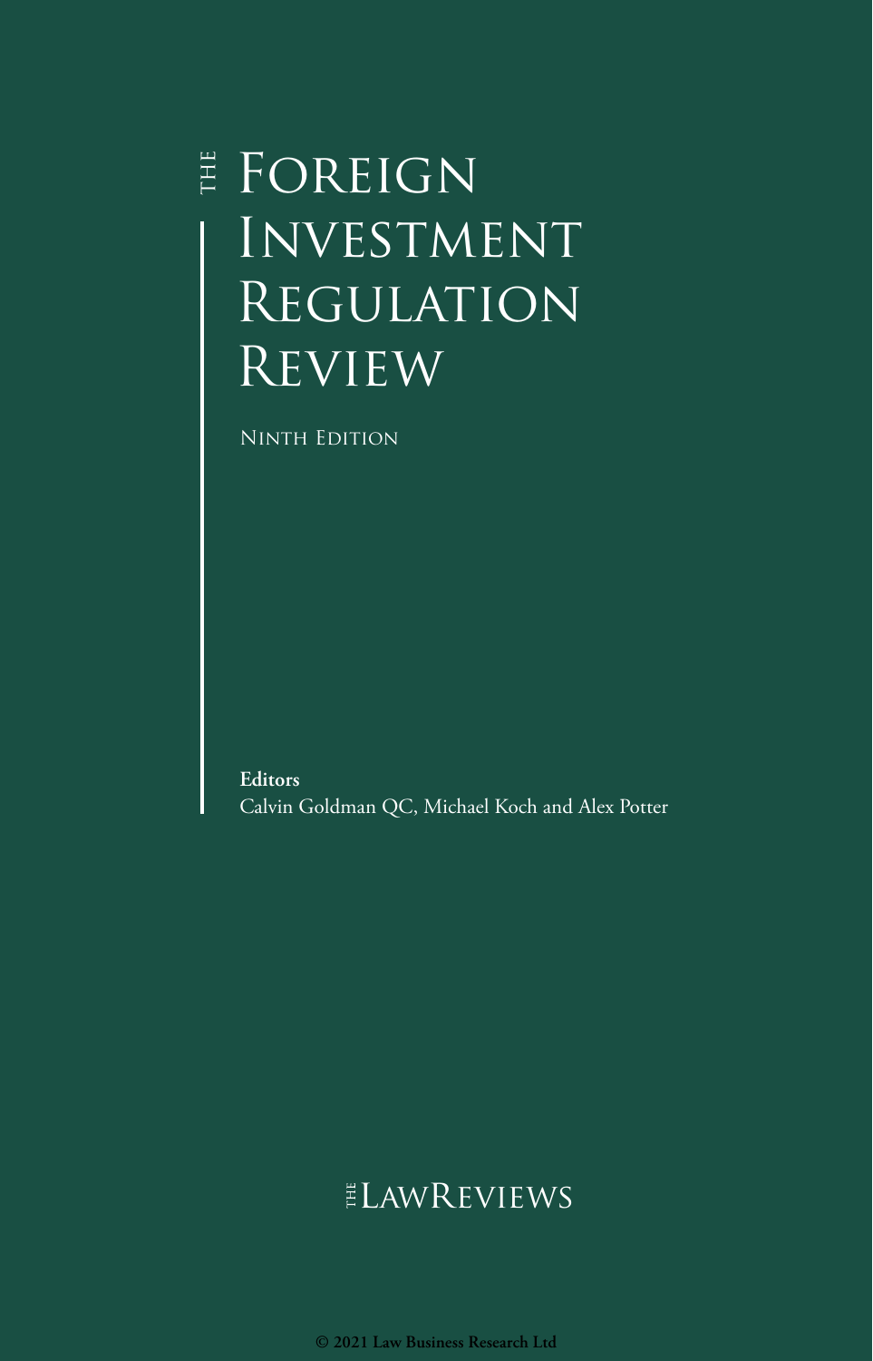# The Foreign Investment Regulation Review

Ninth Edition

**Editors**
Calvin Goldman QC, Michael Koch and Alex Potter

The LawReviews

© 2021 Law Business Research Ltd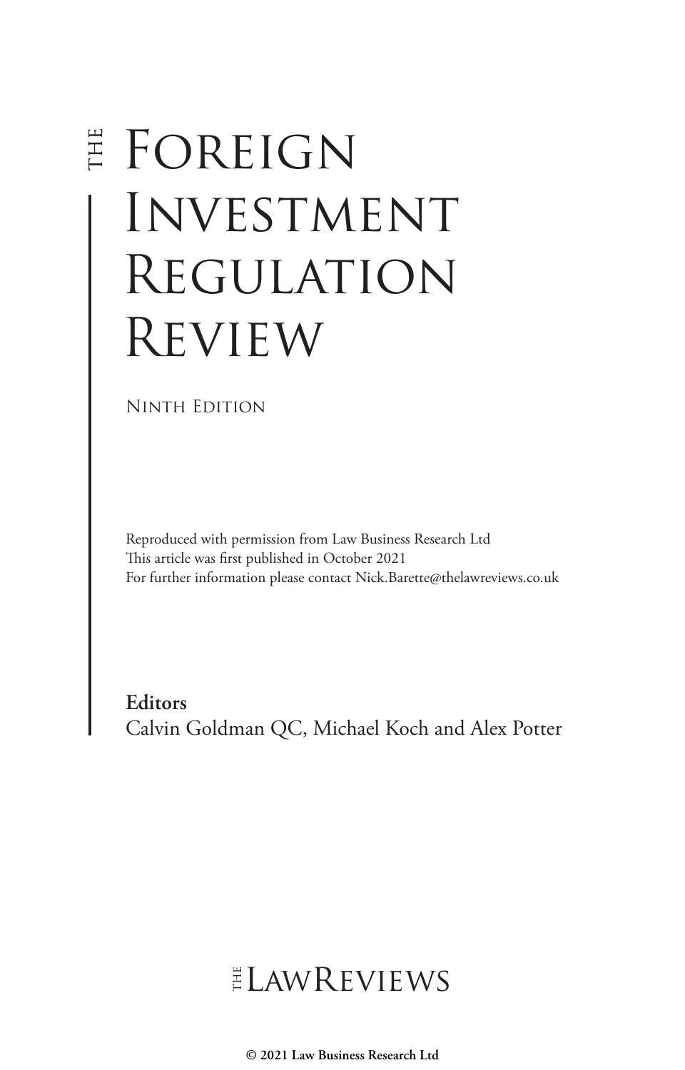# The Foreign Investment Regulation Review

Ninth Edition

Reproduced with permission from Law Business Research Ltd
This article was first published in October 2021
For further information please contact Nick.Barette@thelawreviews.co.uk

**Editors**
Calvin Goldman QC, Michael Koch and Alex Potter

The LawReviews

**© 2021 Law Business Research Ltd**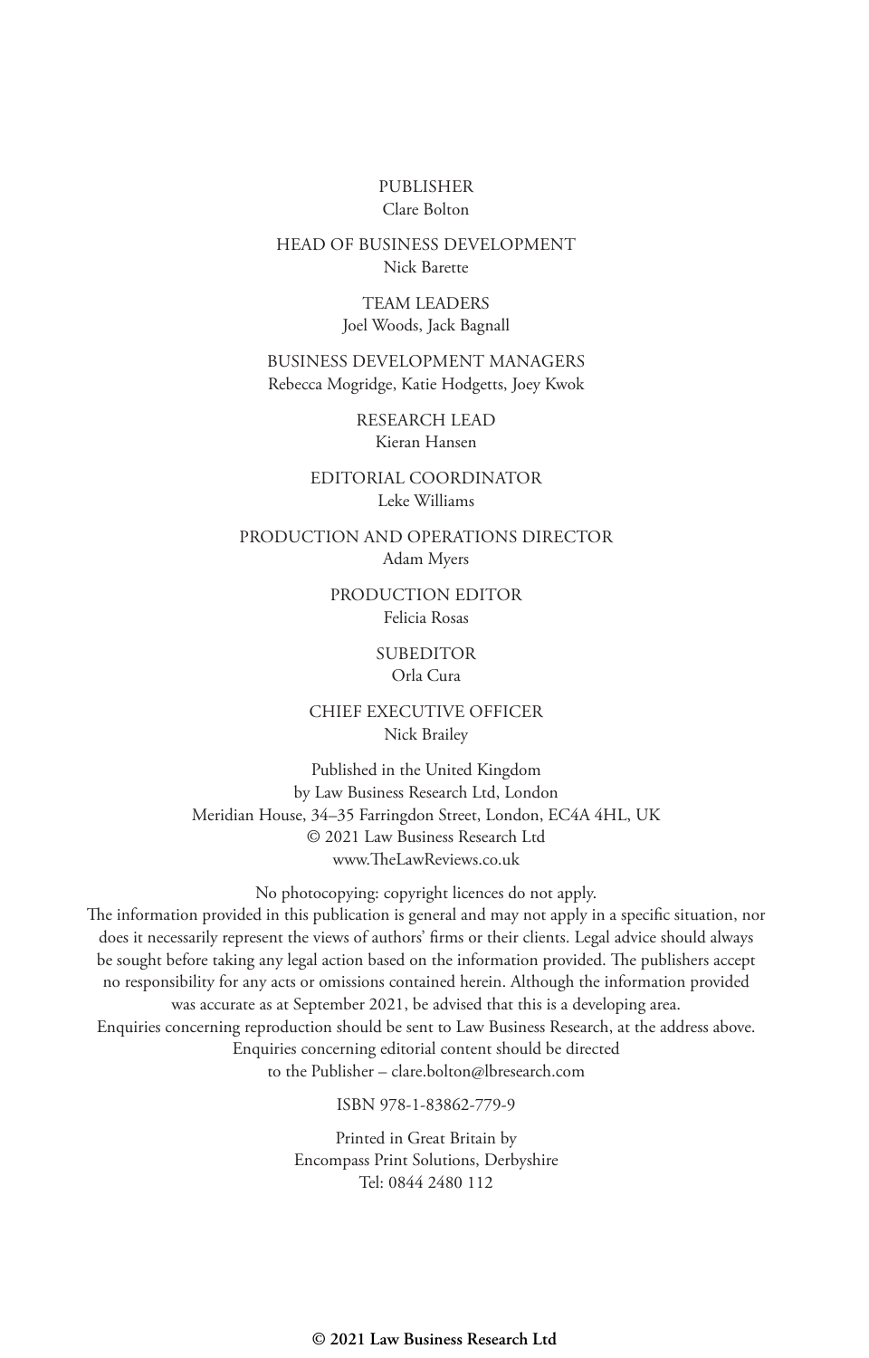PUBLISHER
Clare Bolton

HEAD OF BUSINESS DEVELOPMENT
Nick Barette

TEAM LEADERS
Joel Woods, Jack Bagnall

BUSINESS DEVELOPMENT MANAGERS
Rebecca Mogridge, Katie Hodgetts, Joey Kwok

RESEARCH LEAD
Kieran Hansen

EDITORIAL COORDINATOR
Leke Williams

PRODUCTION AND OPERATIONS DIRECTOR
Adam Myers

PRODUCTION EDITOR
Felicia Rosas

SUBEDITOR
Orla Cura

CHIEF EXECUTIVE OFFICER
Nick Brailey

Published in the United Kingdom
by Law Business Research Ltd, London
Meridian House, 34–35 Farringdon Street, London, EC4A 4HL, UK
© 2021 Law Business Research Ltd
www.TheLawReviews.co.uk

No photocopying: copyright licences do not apply.
The information provided in this publication is general and may not apply in a specific situation, nor does it necessarily represent the views of authors' firms or their clients. Legal advice should always be sought before taking any legal action based on the information provided. The publishers accept no responsibility for any acts or omissions contained herein. Although the information provided was accurate as at September 2021, be advised that this is a developing area.
Enquiries concerning reproduction should be sent to Law Business Research, at the address above.
Enquiries concerning editorial content should be directed
to the Publisher – clare.bolton@lbresearch.com

ISBN 978-1-83862-779-9

Printed in Great Britain by
Encompass Print Solutions, Derbyshire
Tel: 0844 2480 112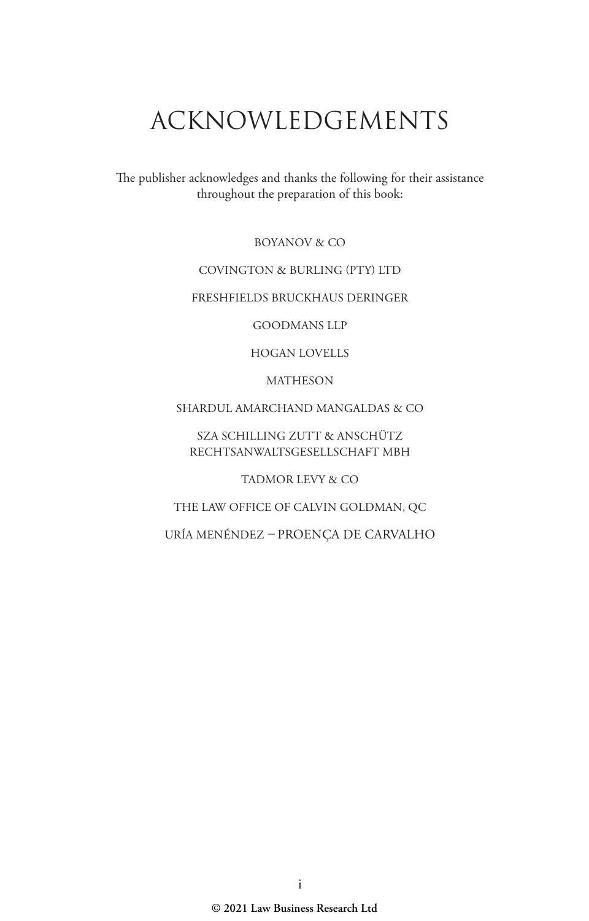# ACKNOWLEDGEMENTS

The publisher acknowledges and thanks the following for their assistance throughout the preparation of this book:

BOYANOV & CO

COVINGTON & BURLING (PTY) LTD

FRESHFIELDS BRUCKHAUS DERINGER

GOODMANS LLP

HOGAN LOVELLS

MATHESON

SHARDUL AMARCHAND MANGALDAS & CO

SZA SCHILLING ZUTT & ANSCHÜTZ RECHTSANWALTSGESELLSCHAFT MBH

TADMOR LEVY & CO

THE LAW OFFICE OF CALVIN GOLDMAN, QC

URÍA MENÉNDEZ – PROENÇA DE CARVALHO

© 2021 Law Business Research Ltd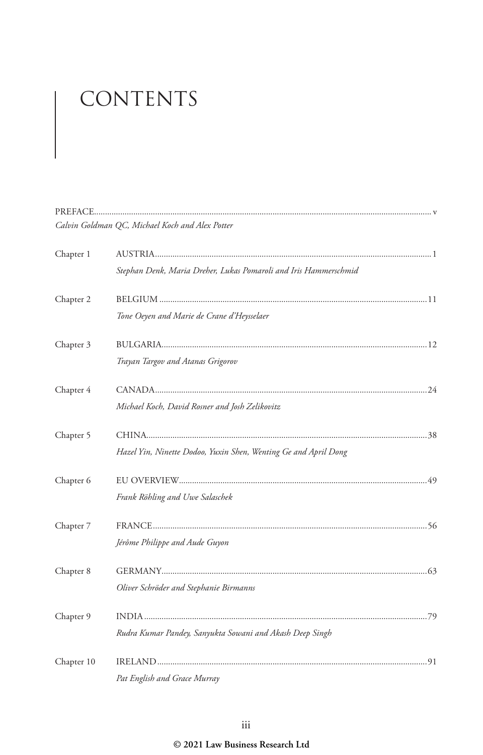# CONTENTS

PREFACE ........................................................................................................ v
*Calvin Goldman QC, Michael Koch and Alex Potter*

Chapter 1 AUSTRIA ........................................................................................................ 1
*Stephan Denk, Maria Dreher, Lukas Pomaroli and Iris Hammerschmid*

Chapter 2 BELGIUM ........................................................................................................ 11
*Tone Oeyen and Marie de Crane d'Heysselaer*

Chapter 3 BULGARIA ........................................................................................................ 12
*Trayan Targov and Atanas Grigorov*

Chapter 4 CANADA ........................................................................................................ 24
*Michael Koch, David Rosner and Josh Zelikovitz*

Chapter 5 CHINA ........................................................................................................ 38
*Hazel Yin, Ninette Dodoo, Yuxin Shen, Wenting Ge and April Dong*

Chapter 6 EU OVERVIEW ........................................................................................................ 49
*Frank Röhling and Uwe Salaschek*

Chapter 7 FRANCE ........................................................................................................ 56
*Jérôme Philippe and Aude Guyon*

Chapter 8 GERMANY ........................................................................................................ 63
*Oliver Schröder and Stephanie Birmanns*

Chapter 9 INDIA ........................................................................................................ 79
*Rudra Kumar Pandey, Sanyukta Sowani and Akash Deep Singh*

Chapter 10 IRELAND ........................................................................................................ 91
*Pat English and Grace Murray*

© 2021 Law Business Research Ltd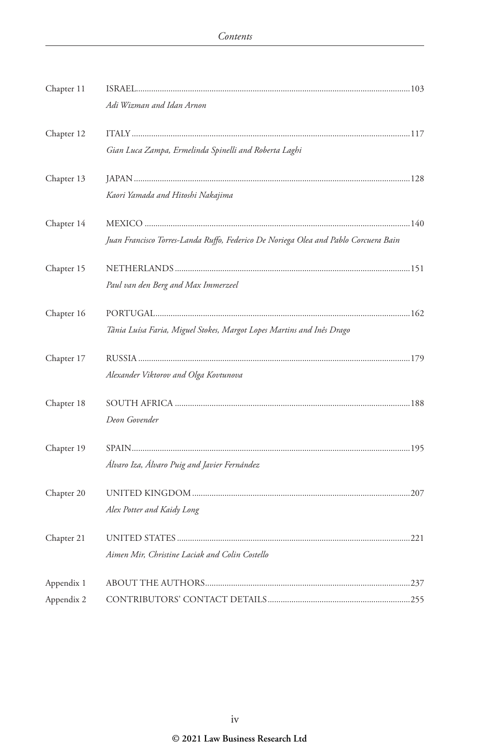| | | |
|---|---|---|
| Chapter 11 | ISRAEL<br>*Adi Wizman and Idan Arnon* | 103 |
| Chapter 12 | ITALY<br>*Gian Luca Zampa, Ermelinda Spinelli and Roberta Laghi* | 117 |
| Chapter 13 | JAPAN<br>*Kaori Yamada and Hitoshi Nakajima* | 128 |
| Chapter 14 | MEXICO<br>*Juan Francisco Torres-Landa Ruffo, Federico De Noriega Olea and Pablo Corcuera Bain* | 140 |
| Chapter 15 | NETHERLANDS<br>*Paul van den Berg and Max Immerzeel* | 151 |
| Chapter 16 | PORTUGAL<br>*Tânia Luísa Faria, Miguel Stokes, Margot Lopes Martins and Inês Drago* | 162 |
| Chapter 17 | RUSSIA<br>*Alexander Viktorov and Olga Kovtunova* | 179 |
| Chapter 18 | SOUTH AFRICA<br>*Deon Govender* | 188 |
| Chapter 19 | SPAIN<br>*Álvaro Iza, Álvaro Puig and Javier Fernández* | 195 |
| Chapter 20 | UNITED KINGDOM<br>*Alex Potter and Kaidy Long* | 207 |
| Chapter 21 | UNITED STATES<br>*Aimen Mir, Christine Laciak and Colin Costello* | 221 |
| Appendix 1 | ABOUT THE AUTHORS | 237 |
| Appendix 2 | CONTRIBUTORS' CONTACT DETAILS | 255 |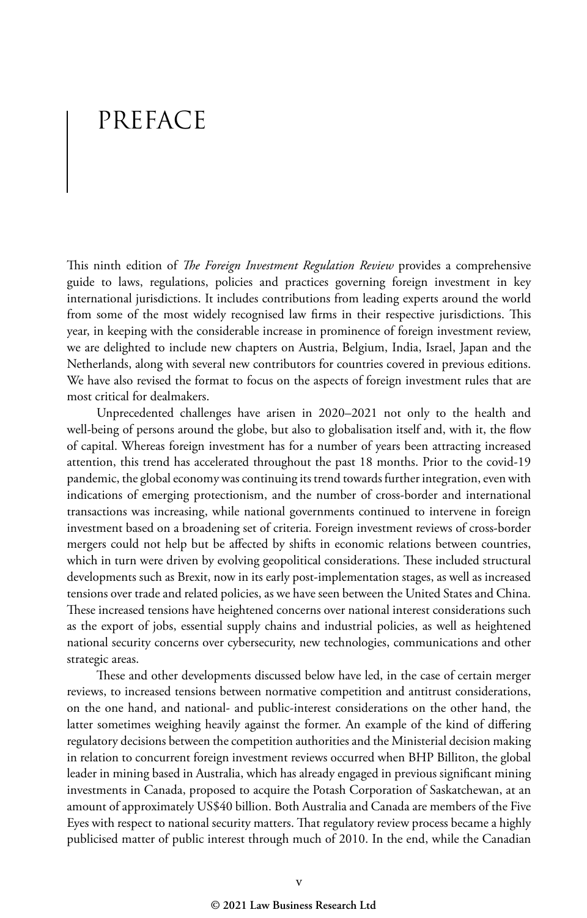# PREFACE

This ninth edition of *The Foreign Investment Regulation Review* provides a comprehensive guide to laws, regulations, policies and practices governing foreign investment in key international jurisdictions. It includes contributions from leading experts around the world from some of the most widely recognised law firms in their respective jurisdictions. This year, in keeping with the considerable increase in prominence of foreign investment review, we are delighted to include new chapters on Austria, Belgium, India, Israel, Japan and the Netherlands, along with several new contributors for countries covered in previous editions. We have also revised the format to focus on the aspects of foreign investment rules that are most critical for dealmakers.

Unprecedented challenges have arisen in 2020–2021 not only to the health and well-being of persons around the globe, but also to globalisation itself and, with it, the flow of capital. Whereas foreign investment has for a number of years been attracting increased attention, this trend has accelerated throughout the past 18 months. Prior to the covid-19 pandemic, the global economy was continuing its trend towards further integration, even with indications of emerging protectionism, and the number of cross-border and international transactions was increasing, while national governments continued to intervene in foreign investment based on a broadening set of criteria. Foreign investment reviews of cross-border mergers could not help but be affected by shifts in economic relations between countries, which in turn were driven by evolving geopolitical considerations. These included structural developments such as Brexit, now in its early post-implementation stages, as well as increased tensions over trade and related policies, as we have seen between the United States and China. These increased tensions have heightened concerns over national interest considerations such as the export of jobs, essential supply chains and industrial policies, as well as heightened national security concerns over cybersecurity, new technologies, communications and other strategic areas.

These and other developments discussed below have led, in the case of certain merger reviews, to increased tensions between normative competition and antitrust considerations, on the one hand, and national- and public-interest considerations on the other hand, the latter sometimes weighing heavily against the former. An example of the kind of differing regulatory decisions between the competition authorities and the Ministerial decision making in relation to concurrent foreign investment reviews occurred when BHP Billiton, the global leader in mining based in Australia, which has already engaged in previous significant mining investments in Canada, proposed to acquire the Potash Corporation of Saskatchewan, at an amount of approximately US$40 billion. Both Australia and Canada are members of the Five Eyes with respect to national security matters. That regulatory review process became a highly publicised matter of public interest through much of 2010. In the end, while the Canadian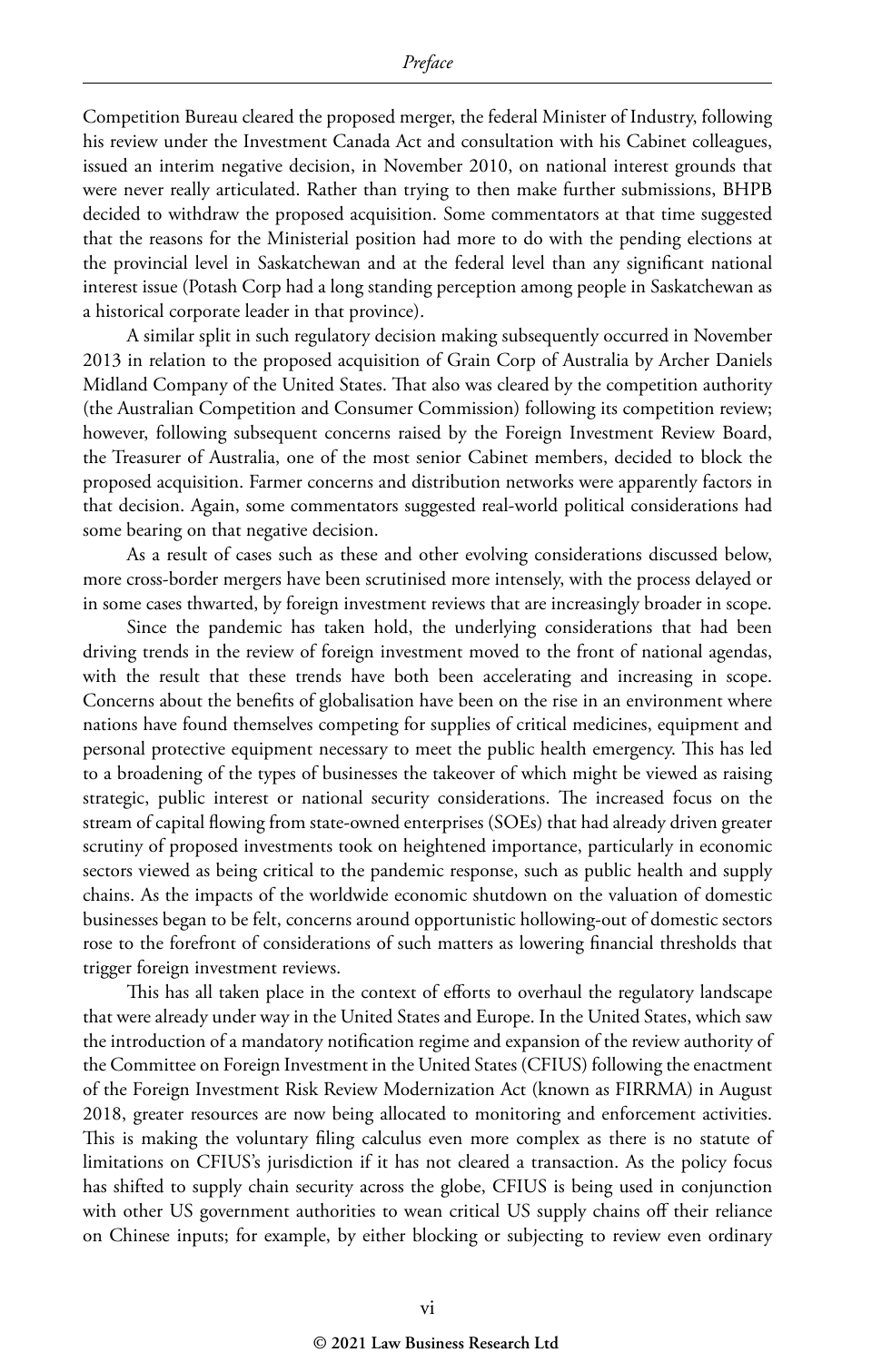Competition Bureau cleared the proposed merger, the federal Minister of Industry, following his review under the Investment Canada Act and consultation with his Cabinet colleagues, issued an interim negative decision, in November 2010, on national interest grounds that were never really articulated. Rather than trying to then make further submissions, BHPB decided to withdraw the proposed acquisition. Some commentators at that time suggested that the reasons for the Ministerial position had more to do with the pending elections at the provincial level in Saskatchewan and at the federal level than any significant national interest issue (Potash Corp had a long standing perception among people in Saskatchewan as a historical corporate leader in that province).

A similar split in such regulatory decision making subsequently occurred in November 2013 in relation to the proposed acquisition of Grain Corp of Australia by Archer Daniels Midland Company of the United States. That also was cleared by the competition authority (the Australian Competition and Consumer Commission) following its competition review; however, following subsequent concerns raised by the Foreign Investment Review Board, the Treasurer of Australia, one of the most senior Cabinet members, decided to block the proposed acquisition. Farmer concerns and distribution networks were apparently factors in that decision. Again, some commentators suggested real-world political considerations had some bearing on that negative decision.

As a result of cases such as these and other evolving considerations discussed below, more cross-border mergers have been scrutinised more intensely, with the process delayed or in some cases thwarted, by foreign investment reviews that are increasingly broader in scope.

Since the pandemic has taken hold, the underlying considerations that had been driving trends in the review of foreign investment moved to the front of national agendas, with the result that these trends have both been accelerating and increasing in scope. Concerns about the benefits of globalisation have been on the rise in an environment where nations have found themselves competing for supplies of critical medicines, equipment and personal protective equipment necessary to meet the public health emergency. This has led to a broadening of the types of businesses the takeover of which might be viewed as raising strategic, public interest or national security considerations. The increased focus on the stream of capital flowing from state-owned enterprises (SOEs) that had already driven greater scrutiny of proposed investments took on heightened importance, particularly in economic sectors viewed as being critical to the pandemic response, such as public health and supply chains. As the impacts of the worldwide economic shutdown on the valuation of domestic businesses began to be felt, concerns around opportunistic hollowing-out of domestic sectors rose to the forefront of considerations of such matters as lowering financial thresholds that trigger foreign investment reviews.

This has all taken place in the context of efforts to overhaul the regulatory landscape that were already under way in the United States and Europe. In the United States, which saw the introduction of a mandatory notification regime and expansion of the review authority of the Committee on Foreign Investment in the United States (CFIUS) following the enactment of the Foreign Investment Risk Review Modernization Act (known as FIRRMA) in August 2018, greater resources are now being allocated to monitoring and enforcement activities. This is making the voluntary filing calculus even more complex as there is no statute of limitations on CFIUS's jurisdiction if it has not cleared a transaction. As the policy focus has shifted to supply chain security across the globe, CFIUS is being used in conjunction with other US government authorities to wean critical US supply chains off their reliance on Chinese inputs; for example, by either blocking or subjecting to review even ordinary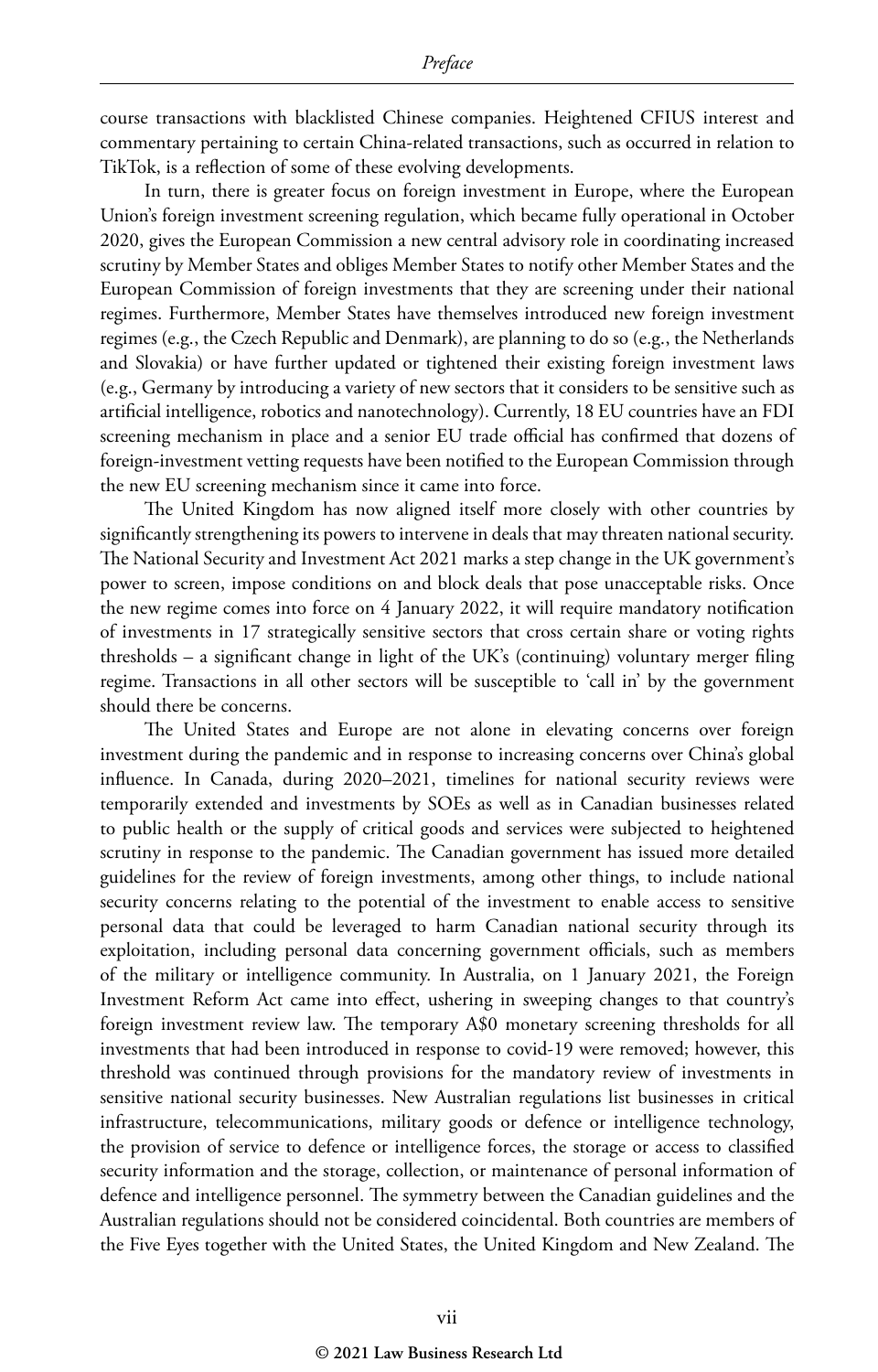course transactions with blacklisted Chinese companies. Heightened CFIUS interest and commentary pertaining to certain China-related transactions, such as occurred in relation to TikTok, is a reflection of some of these evolving developments.

In turn, there is greater focus on foreign investment in Europe, where the European Union's foreign investment screening regulation, which became fully operational in October 2020, gives the European Commission a new central advisory role in coordinating increased scrutiny by Member States and obliges Member States to notify other Member States and the European Commission of foreign investments that they are screening under their national regimes. Furthermore, Member States have themselves introduced new foreign investment regimes (e.g., the Czech Republic and Denmark), are planning to do so (e.g., the Netherlands and Slovakia) or have further updated or tightened their existing foreign investment laws (e.g., Germany by introducing a variety of new sectors that it considers to be sensitive such as artificial intelligence, robotics and nanotechnology). Currently, 18 EU countries have an FDI screening mechanism in place and a senior EU trade official has confirmed that dozens of foreign-investment vetting requests have been notified to the European Commission through the new EU screening mechanism since it came into force.

The United Kingdom has now aligned itself more closely with other countries by significantly strengthening its powers to intervene in deals that may threaten national security. The National Security and Investment Act 2021 marks a step change in the UK government's power to screen, impose conditions on and block deals that pose unacceptable risks. Once the new regime comes into force on 4 January 2022, it will require mandatory notification of investments in 17 strategically sensitive sectors that cross certain share or voting rights thresholds – a significant change in light of the UK's (continuing) voluntary merger filing regime. Transactions in all other sectors will be susceptible to 'call in' by the government should there be concerns.

The United States and Europe are not alone in elevating concerns over foreign investment during the pandemic and in response to increasing concerns over China's global influence. In Canada, during 2020–2021, timelines for national security reviews were temporarily extended and investments by SOEs as well as in Canadian businesses related to public health or the supply of critical goods and services were subjected to heightened scrutiny in response to the pandemic. The Canadian government has issued more detailed guidelines for the review of foreign investments, among other things, to include national security concerns relating to the potential of the investment to enable access to sensitive personal data that could be leveraged to harm Canadian national security through its exploitation, including personal data concerning government officials, such as members of the military or intelligence community. In Australia, on 1 January 2021, the Foreign Investment Reform Act came into effect, ushering in sweeping changes to that country's foreign investment review law. The temporary A$0 monetary screening thresholds for all investments that had been introduced in response to covid-19 were removed; however, this threshold was continued through provisions for the mandatory review of investments in sensitive national security businesses. New Australian regulations list businesses in critical infrastructure, telecommunications, military goods or defence or intelligence technology, the provision of service to defence or intelligence forces, the storage or access to classified security information and the storage, collection, or maintenance of personal information of defence and intelligence personnel. The symmetry between the Canadian guidelines and the Australian regulations should not be considered coincidental. Both countries are members of the Five Eyes together with the United States, the United Kingdom and New Zealand. The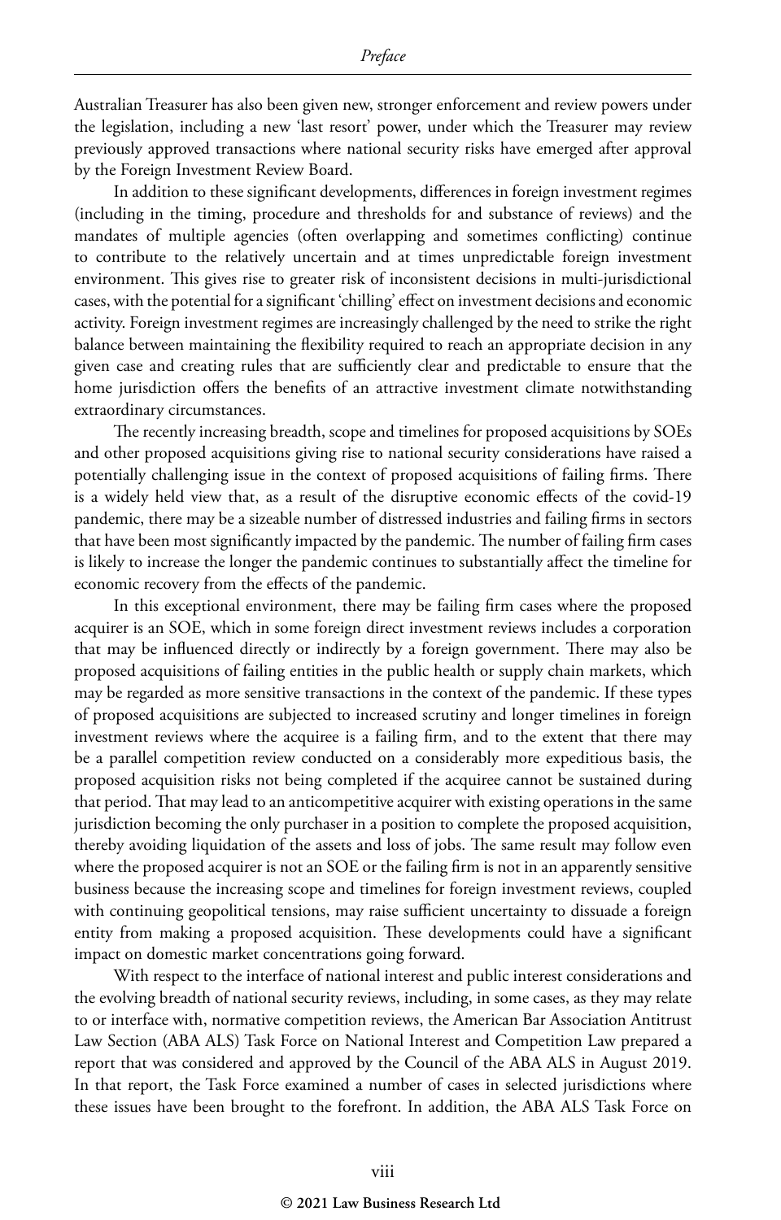Australian Treasurer has also been given new, stronger enforcement and review powers under the legislation, including a new 'last resort' power, under which the Treasurer may review previously approved transactions where national security risks have emerged after approval by the Foreign Investment Review Board.

In addition to these significant developments, differences in foreign investment regimes (including in the timing, procedure and thresholds for and substance of reviews) and the mandates of multiple agencies (often overlapping and sometimes conflicting) continue to contribute to the relatively uncertain and at times unpredictable foreign investment environment. This gives rise to greater risk of inconsistent decisions in multi-jurisdictional cases, with the potential for a significant 'chilling' effect on investment decisions and economic activity. Foreign investment regimes are increasingly challenged by the need to strike the right balance between maintaining the flexibility required to reach an appropriate decision in any given case and creating rules that are sufficiently clear and predictable to ensure that the home jurisdiction offers the benefits of an attractive investment climate notwithstanding extraordinary circumstances.

The recently increasing breadth, scope and timelines for proposed acquisitions by SOEs and other proposed acquisitions giving rise to national security considerations have raised a potentially challenging issue in the context of proposed acquisitions of failing firms. There is a widely held view that, as a result of the disruptive economic effects of the covid-19 pandemic, there may be a sizeable number of distressed industries and failing firms in sectors that have been most significantly impacted by the pandemic. The number of failing firm cases is likely to increase the longer the pandemic continues to substantially affect the timeline for economic recovery from the effects of the pandemic.

In this exceptional environment, there may be failing firm cases where the proposed acquirer is an SOE, which in some foreign direct investment reviews includes a corporation that may be influenced directly or indirectly by a foreign government. There may also be proposed acquisitions of failing entities in the public health or supply chain markets, which may be regarded as more sensitive transactions in the context of the pandemic. If these types of proposed acquisitions are subjected to increased scrutiny and longer timelines in foreign investment reviews where the acquiree is a failing firm, and to the extent that there may be a parallel competition review conducted on a considerably more expeditious basis, the proposed acquisition risks not being completed if the acquiree cannot be sustained during that period. That may lead to an anticompetitive acquirer with existing operations in the same jurisdiction becoming the only purchaser in a position to complete the proposed acquisition, thereby avoiding liquidation of the assets and loss of jobs. The same result may follow even where the proposed acquirer is not an SOE or the failing firm is not in an apparently sensitive business because the increasing scope and timelines for foreign investment reviews, coupled with continuing geopolitical tensions, may raise sufficient uncertainty to dissuade a foreign entity from making a proposed acquisition. These developments could have a significant impact on domestic market concentrations going forward.

With respect to the interface of national interest and public interest considerations and the evolving breadth of national security reviews, including, in some cases, as they may relate to or interface with, normative competition reviews, the American Bar Association Antitrust Law Section (ABA ALS) Task Force on National Interest and Competition Law prepared a report that was considered and approved by the Council of the ABA ALS in August 2019. In that report, the Task Force examined a number of cases in selected jurisdictions where these issues have been brought to the forefront. In addition, the ABA ALS Task Force on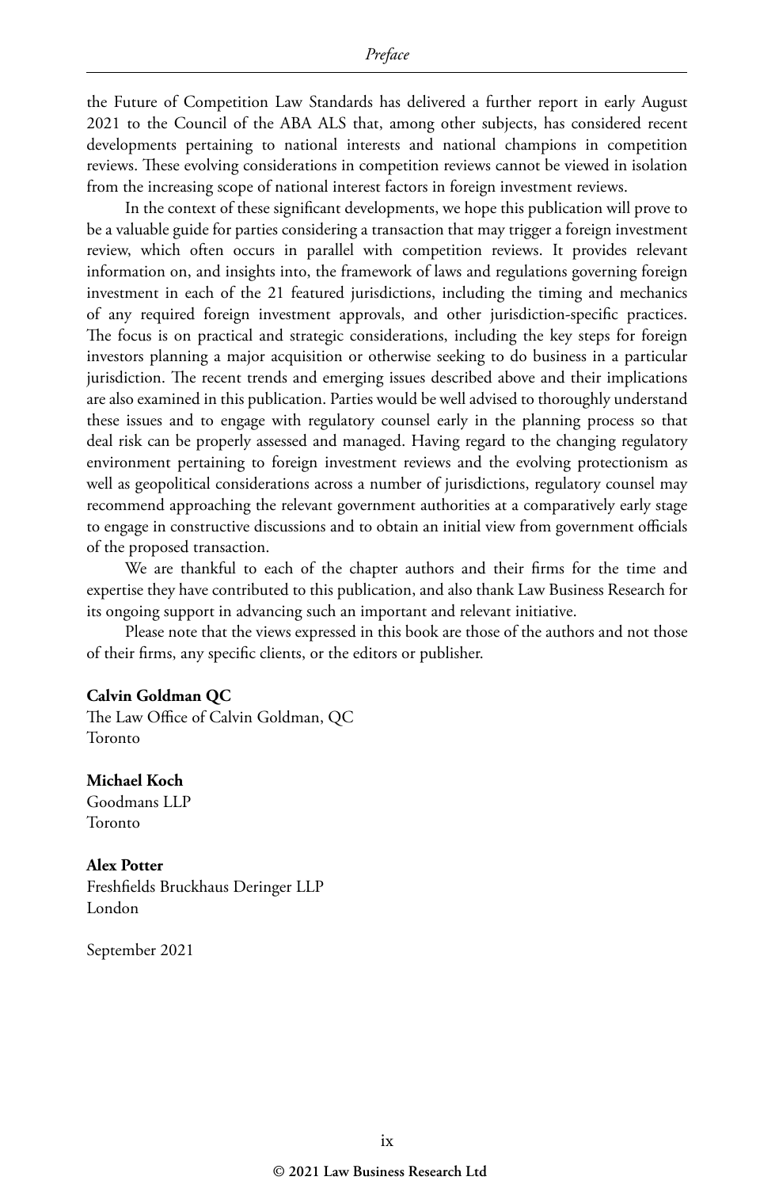the Future of Competition Law Standards has delivered a further report in early August 2021 to the Council of the ABA ALS that, among other subjects, has considered recent developments pertaining to national interests and national champions in competition reviews. These evolving considerations in competition reviews cannot be viewed in isolation from the increasing scope of national interest factors in foreign investment reviews.

In the context of these significant developments, we hope this publication will prove to be a valuable guide for parties considering a transaction that may trigger a foreign investment review, which often occurs in parallel with competition reviews. It provides relevant information on, and insights into, the framework of laws and regulations governing foreign investment in each of the 21 featured jurisdictions, including the timing and mechanics of any required foreign investment approvals, and other jurisdiction-specific practices. The focus is on practical and strategic considerations, including the key steps for foreign investors planning a major acquisition or otherwise seeking to do business in a particular jurisdiction. The recent trends and emerging issues described above and their implications are also examined in this publication. Parties would be well advised to thoroughly understand these issues and to engage with regulatory counsel early in the planning process so that deal risk can be properly assessed and managed. Having regard to the changing regulatory environment pertaining to foreign investment reviews and the evolving protectionism as well as geopolitical considerations across a number of jurisdictions, regulatory counsel may recommend approaching the relevant government authorities at a comparatively early stage to engage in constructive discussions and to obtain an initial view from government officials of the proposed transaction.

We are thankful to each of the chapter authors and their firms for the time and expertise they have contributed to this publication, and also thank Law Business Research for its ongoing support in advancing such an important and relevant initiative.

Please note that the views expressed in this book are those of the authors and not those of their firms, any specific clients, or the editors or publisher.

**Calvin Goldman QC**
The Law Office of Calvin Goldman, QC
Toronto

**Michael Koch**
Goodmans LLP
Toronto

**Alex Potter**
Freshfields Bruckhaus Deringer LLP
London

September 2021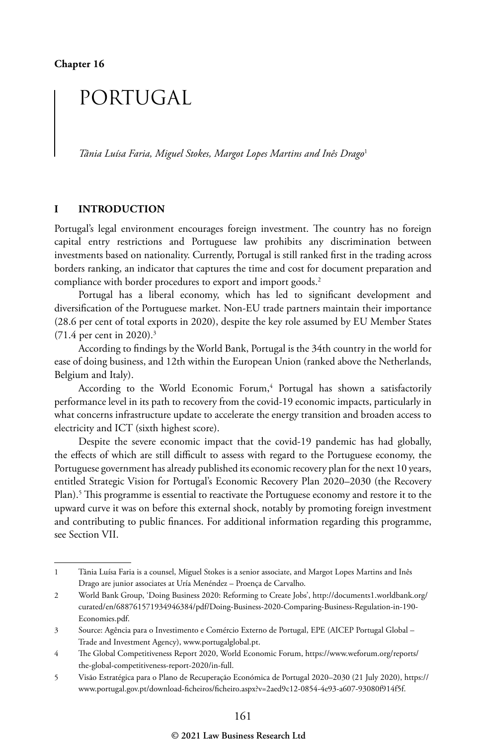Chapter 16

# PORTUGAL

*Tânia Luísa Faria, Miguel Stokes, Margot Lopes Martins and Inês Drago*[1]

## I INTRODUCTION

Portugal's legal environment encourages foreign investment. The country has no foreign capital entry restrictions and Portuguese law prohibits any discrimination between investments based on nationality. Currently, Portugal is still ranked first in the trading across borders ranking, an indicator that captures the time and cost for document preparation and compliance with border procedures to export and import goods.[2]

Portugal has a liberal economy, which has led to significant development and diversification of the Portuguese market. Non-EU trade partners maintain their importance (28.6 per cent of total exports in 2020), despite the key role assumed by EU Member States (71.4 per cent in 2020).[3]

According to findings by the World Bank, Portugal is the 34th country in the world for ease of doing business, and 12th within the European Union (ranked above the Netherlands, Belgium and Italy).

According to the World Economic Forum,[4] Portugal has shown a satisfactorily performance level in its path to recovery from the covid-19 economic impacts, particularly in what concerns infrastructure update to accelerate the energy transition and broaden access to electricity and ICT (sixth highest score).

Despite the severe economic impact that the covid-19 pandemic has had globally, the effects of which are still difficult to assess with regard to the Portuguese economy, the Portuguese government has already published its economic recovery plan for the next 10 years, entitled Strategic Vision for Portugal's Economic Recovery Plan 2020–2030 (the Recovery Plan).[5] This programme is essential to reactivate the Portuguese economy and restore it to the upward curve it was on before this external shock, notably by promoting foreign investment and contributing to public finances. For additional information regarding this programme, see Section VII.

---

1 Tânia Luísa Faria is a counsel, Miguel Stokes is a senior associate, and Margot Lopes Martins and Inês Drago are junior associates at Uría Menéndez – Proença de Carvalho.

2 World Bank Group, 'Doing Business 2020: Reforming to Create Jobs', http://documents1.worldbank.org/curated/en/688761571934946384/pdf/Doing-Business-2020-Comparing-Business-Regulation-in-190-Economies.pdf.

3 Source: Agência para o Investimento e Comércio Externo de Portugal, EPE (AICEP Portugal Global – Trade and Investment Agency), www.portugalglobal.pt.

4 The Global Competitiveness Report 2020, World Economic Forum, https://www.weforum.org/reports/the-global-competitiveness-report-2020/in-full.

5 Visão Estratégica para o Plano de Recuperação Económica de Portugal 2020–2030 (21 July 2020), https://www.portugal.gov.pt/download-ficheiros/ficheiro.aspx?v=2aed9c12-0854-4e93-a607-93080f914f5f.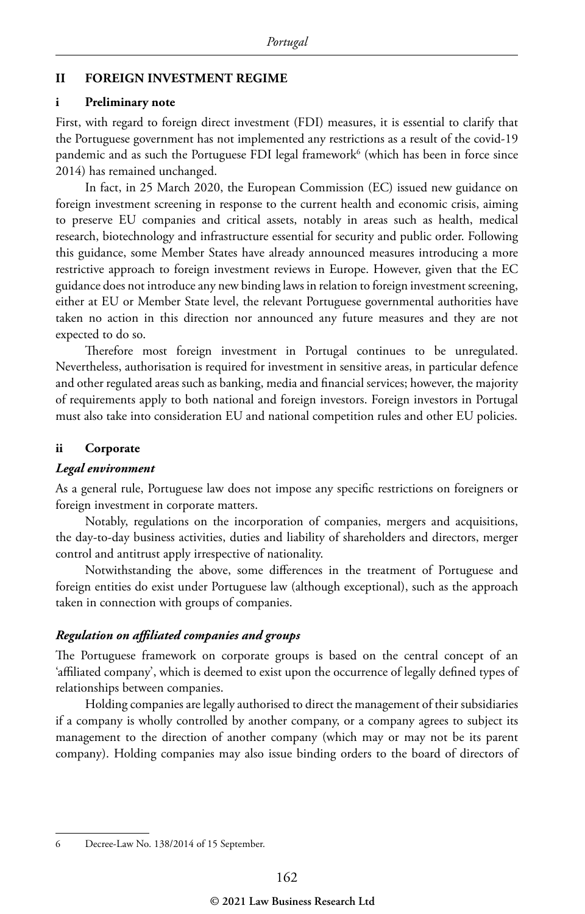## II FOREIGN INVESTMENT REGIME

### i Preliminary note

First, with regard to foreign direct investment (FDI) measures, it is essential to clarify that the Portuguese government has not implemented any restrictions as a result of the covid-19 pandemic and as such the Portuguese FDI legal framework[6] (which has been in force since 2014) has remained unchanged.

In fact, in 25 March 2020, the European Commission (EC) issued new guidance on foreign investment screening in response to the current health and economic crisis, aiming to preserve EU companies and critical assets, notably in areas such as health, medical research, biotechnology and infrastructure essential for security and public order. Following this guidance, some Member States have already announced measures introducing a more restrictive approach to foreign investment reviews in Europe. However, given that the EC guidance does not introduce any new binding laws in relation to foreign investment screening, either at EU or Member State level, the relevant Portuguese governmental authorities have taken no action in this direction nor announced any future measures and they are not expected to do so.

Therefore most foreign investment in Portugal continues to be unregulated. Nevertheless, authorisation is required for investment in sensitive areas, in particular defence and other regulated areas such as banking, media and financial services; however, the majority of requirements apply to both national and foreign investors. Foreign investors in Portugal must also take into consideration EU and national competition rules and other EU policies.

### ii Corporate

*Legal environment*

As a general rule, Portuguese law does not impose any specific restrictions on foreigners or foreign investment in corporate matters.

Notably, regulations on the incorporation of companies, mergers and acquisitions, the day-to-day business activities, duties and liability of shareholders and directors, merger control and antitrust apply irrespective of nationality.

Notwithstanding the above, some differences in the treatment of Portuguese and foreign entities do exist under Portuguese law (although exceptional), such as the approach taken in connection with groups of companies.

*Regulation on affiliated companies and groups*

The Portuguese framework on corporate groups is based on the central concept of an 'affiliated company', which is deemed to exist upon the occurrence of legally defined types of relationships between companies.

Holding companies are legally authorised to direct the management of their subsidiaries if a company is wholly controlled by another company, or a company agrees to subject its management to the direction of another company (which may or may not be its parent company). Holding companies may also issue binding orders to the board of directors of

6 Decree-Law No. 138/2014 of 15 September.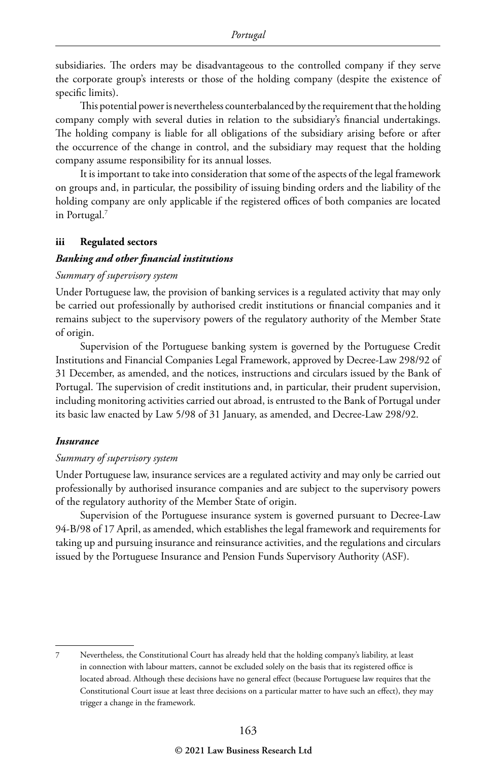subsidiaries. The orders may be disadvantageous to the controlled company if they serve the corporate group's interests or those of the holding company (despite the existence of specific limits).

This potential power is nevertheless counterbalanced by the requirement that the holding company comply with several duties in relation to the subsidiary's financial undertakings. The holding company is liable for all obligations of the subsidiary arising before or after the occurrence of the change in control, and the subsidiary may request that the holding company assume responsibility for its annual losses.

It is important to take into consideration that some of the aspects of the legal framework on groups and, in particular, the possibility of issuing binding orders and the liability of the holding company are only applicable if the registered offices of both companies are located in Portugal.[7]

### iii Regulated sectors

#### *Banking and other financial institutions*

*Summary of supervisory system*

Under Portuguese law, the provision of banking services is a regulated activity that may only be carried out professionally by authorised credit institutions or financial companies and it remains subject to the supervisory powers of the regulatory authority of the Member State of origin.

Supervision of the Portuguese banking system is governed by the Portuguese Credit Institutions and Financial Companies Legal Framework, approved by Decree-Law 298/92 of 31 December, as amended, and the notices, instructions and circulars issued by the Bank of Portugal. The supervision of credit institutions and, in particular, their prudent supervision, including monitoring activities carried out abroad, is entrusted to the Bank of Portugal under its basic law enacted by Law 5/98 of 31 January, as amended, and Decree-Law 298/92.

#### *Insurance*

*Summary of supervisory system*

Under Portuguese law, insurance services are a regulated activity and may only be carried out professionally by authorised insurance companies and are subject to the supervisory powers of the regulatory authority of the Member State of origin.

Supervision of the Portuguese insurance system is governed pursuant to Decree-Law 94-B/98 of 17 April, as amended, which establishes the legal framework and requirements for taking up and pursuing insurance and reinsurance activities, and the regulations and circulars issued by the Portuguese Insurance and Pension Funds Supervisory Authority (ASF).

---

7 Nevertheless, the Constitutional Court has already held that the holding company's liability, at least in connection with labour matters, cannot be excluded solely on the basis that its registered office is located abroad. Although these decisions have no general effect (because Portuguese law requires that the Constitutional Court issue at least three decisions on a particular matter to have such an effect), they may trigger a change in the framework.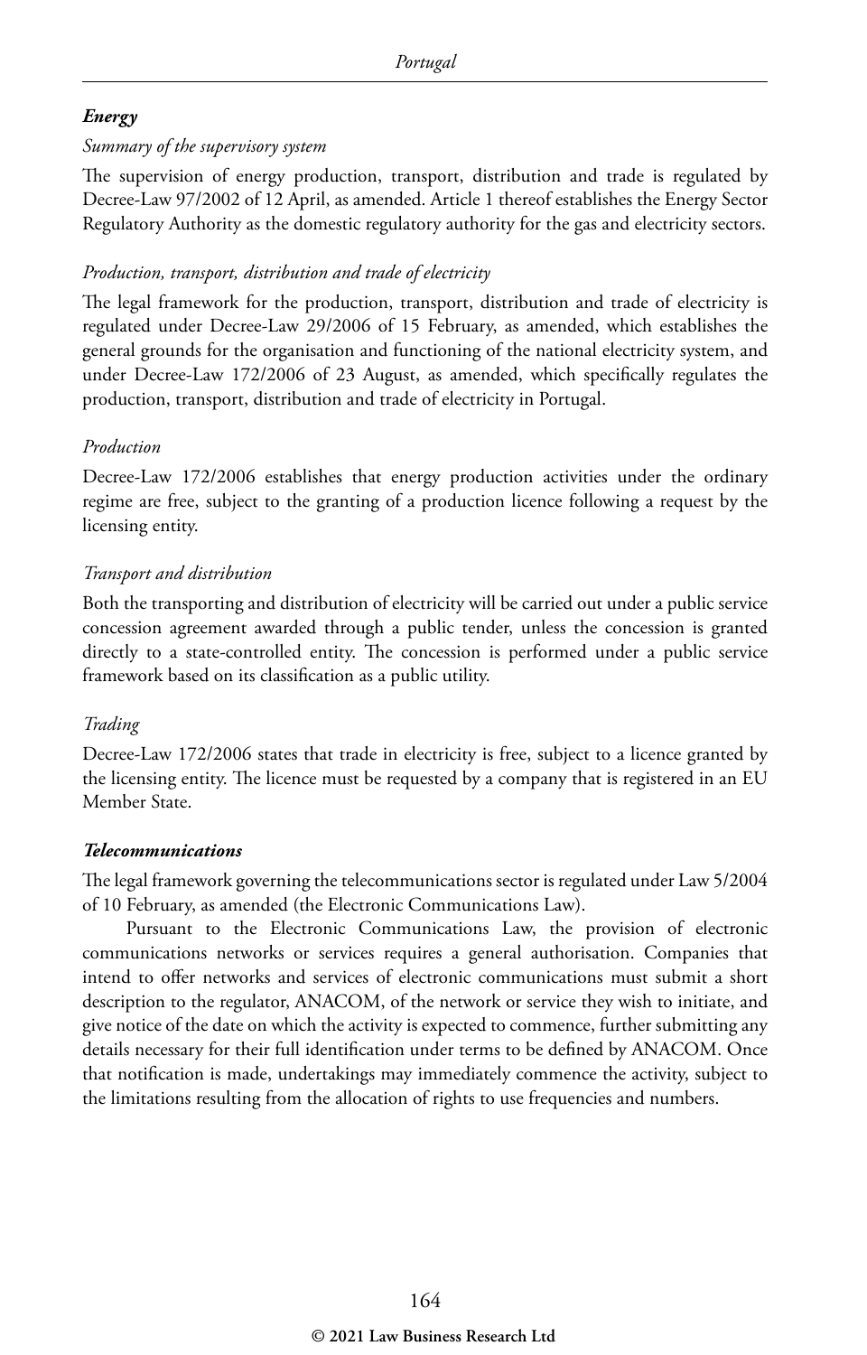### *Energy*

*Summary of the supervisory system*

The supervision of energy production, transport, distribution and trade is regulated by Decree-Law 97/2002 of 12 April, as amended. Article 1 thereof establishes the Energy Sector Regulatory Authority as the domestic regulatory authority for the gas and electricity sectors.

*Production, transport, distribution and trade of electricity*

The legal framework for the production, transport, distribution and trade of electricity is regulated under Decree-Law 29/2006 of 15 February, as amended, which establishes the general grounds for the organisation and functioning of the national electricity system, and under Decree-Law 172/2006 of 23 August, as amended, which specifically regulates the production, transport, distribution and trade of electricity in Portugal.

*Production*

Decree-Law 172/2006 establishes that energy production activities under the ordinary regime are free, subject to the granting of a production licence following a request by the licensing entity.

*Transport and distribution*

Both the transporting and distribution of electricity will be carried out under a public service concession agreement awarded through a public tender, unless the concession is granted directly to a state-controlled entity. The concession is performed under a public service framework based on its classification as a public utility.

*Trading*

Decree-Law 172/2006 states that trade in electricity is free, subject to a licence granted by the licensing entity. The licence must be requested by a company that is registered in an EU Member State.

### *Telecommunications*

The legal framework governing the telecommunications sector is regulated under Law 5/2004 of 10 February, as amended (the Electronic Communications Law).

Pursuant to the Electronic Communications Law, the provision of electronic communications networks or services requires a general authorisation. Companies that intend to offer networks and services of electronic communications must submit a short description to the regulator, ANACOM, of the network or service they wish to initiate, and give notice of the date on which the activity is expected to commence, further submitting any details necessary for their full identification under terms to be defined by ANACOM. Once that notification is made, undertakings may immediately commence the activity, subject to the limitations resulting from the allocation of rights to use frequencies and numbers.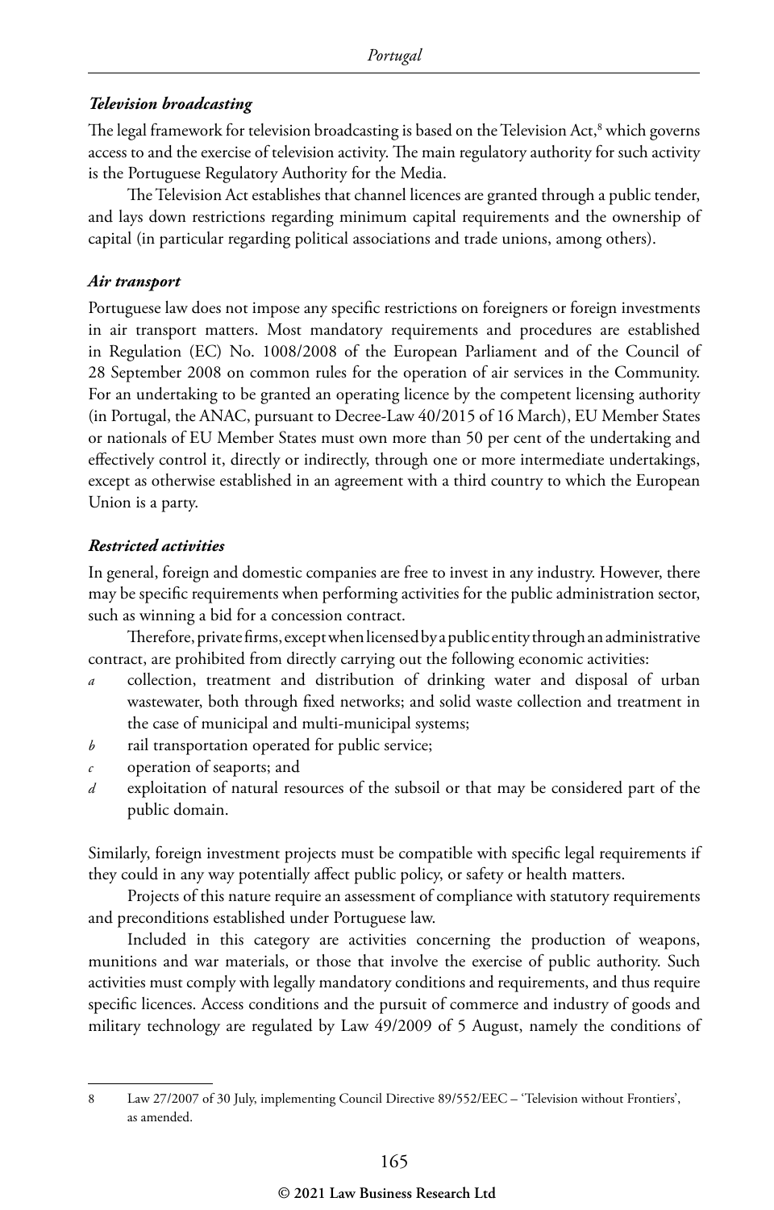### *Television broadcasting*

The legal framework for television broadcasting is based on the Television Act,[8] which governs access to and the exercise of television activity. The main regulatory authority for such activity is the Portuguese Regulatory Authority for the Media.

The Television Act establishes that channel licences are granted through a public tender, and lays down restrictions regarding minimum capital requirements and the ownership of capital (in particular regarding political associations and trade unions, among others).

### *Air transport*

Portuguese law does not impose any specific restrictions on foreigners or foreign investments in air transport matters. Most mandatory requirements and procedures are established in Regulation (EC) No. 1008/2008 of the European Parliament and of the Council of 28 September 2008 on common rules for the operation of air services in the Community. For an undertaking to be granted an operating licence by the competent licensing authority (in Portugal, the ANAC, pursuant to Decree-Law 40/2015 of 16 March), EU Member States or nationals of EU Member States must own more than 50 per cent of the undertaking and effectively control it, directly or indirectly, through one or more intermediate undertakings, except as otherwise established in an agreement with a third country to which the European Union is a party.

### *Restricted activities*

In general, foreign and domestic companies are free to invest in any industry. However, there may be specific requirements when performing activities for the public administration sector, such as winning a bid for a concession contract.

Therefore, private firms, except when licensed by a public entity through an administrative contract, are prohibited from directly carrying out the following economic activities:

*a* collection, treatment and distribution of drinking water and disposal of urban wastewater, both through fixed networks; and solid waste collection and treatment in the case of municipal and multi-municipal systems;

*b* rail transportation operated for public service;

*c* operation of seaports; and

*d* exploitation of natural resources of the subsoil or that may be considered part of the public domain.

Similarly, foreign investment projects must be compatible with specific legal requirements if they could in any way potentially affect public policy, or safety or health matters.

Projects of this nature require an assessment of compliance with statutory requirements and preconditions established under Portuguese law.

Included in this category are activities concerning the production of weapons, munitions and war materials, or those that involve the exercise of public authority. Such activities must comply with legally mandatory conditions and requirements, and thus require specific licences. Access conditions and the pursuit of commerce and industry of goods and military technology are regulated by Law 49/2009 of 5 August, namely the conditions of

---

8 Law 27/2007 of 30 July, implementing Council Directive 89/552/EEC – 'Television without Frontiers', as amended.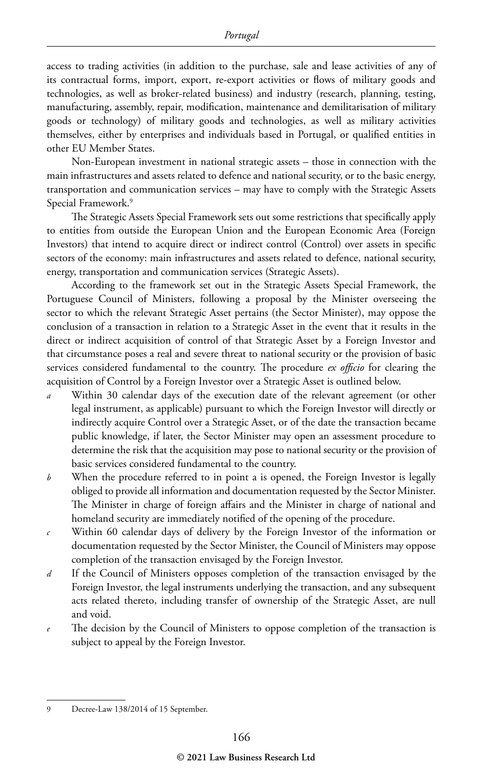access to trading activities (in addition to the purchase, sale and lease activities of any of its contractual forms, import, export, re-export activities or flows of military goods and technologies, as well as broker-related business) and industry (research, planning, testing, manufacturing, assembly, repair, modification, maintenance and demilitarisation of military goods or technology) of military goods and technologies, as well as military activities themselves, either by enterprises and individuals based in Portugal, or qualified entities in other EU Member States.

Non-European investment in national strategic assets – those in connection with the main infrastructures and assets related to defence and national security, or to the basic energy, transportation and communication services – may have to comply with the Strategic Assets Special Framework.[9]

The Strategic Assets Special Framework sets out some restrictions that specifically apply to entities from outside the European Union and the European Economic Area (Foreign Investors) that intend to acquire direct or indirect control (Control) over assets in specific sectors of the economy: main infrastructures and assets related to defence, national security, energy, transportation and communication services (Strategic Assets).

According to the framework set out in the Strategic Assets Special Framework, the Portuguese Council of Ministers, following a proposal by the Minister overseeing the sector to which the relevant Strategic Asset pertains (the Sector Minister), may oppose the conclusion of a transaction in relation to a Strategic Asset in the event that it results in the direct or indirect acquisition of control of that Strategic Asset by a Foreign Investor and that circumstance poses a real and severe threat to national security or the provision of basic services considered fundamental to the country. The procedure *ex officio* for clearing the acquisition of Control by a Foreign Investor over a Strategic Asset is outlined below.

*a* Within 30 calendar days of the execution date of the relevant agreement (or other legal instrument, as applicable) pursuant to which the Foreign Investor will directly or indirectly acquire Control over a Strategic Asset, or of the date the transaction became public knowledge, if later, the Sector Minister may open an assessment procedure to determine the risk that the acquisition may pose to national security or the provision of basic services considered fundamental to the country.

*b* When the procedure referred to in point a is opened, the Foreign Investor is legally obliged to provide all information and documentation requested by the Sector Minister. The Minister in charge of foreign affairs and the Minister in charge of national and homeland security are immediately notified of the opening of the procedure.

*c* Within 60 calendar days of delivery by the Foreign Investor of the information or documentation requested by the Sector Minister, the Council of Ministers may oppose completion of the transaction envisaged by the Foreign Investor.

*d* If the Council of Ministers opposes completion of the transaction envisaged by the Foreign Investor, the legal instruments underlying the transaction, and any subsequent acts related thereto, including transfer of ownership of the Strategic Asset, are null and void.

*e* The decision by the Council of Ministers to oppose completion of the transaction is subject to appeal by the Foreign Investor.

---

9 Decree-Law 138/2014 of 15 September.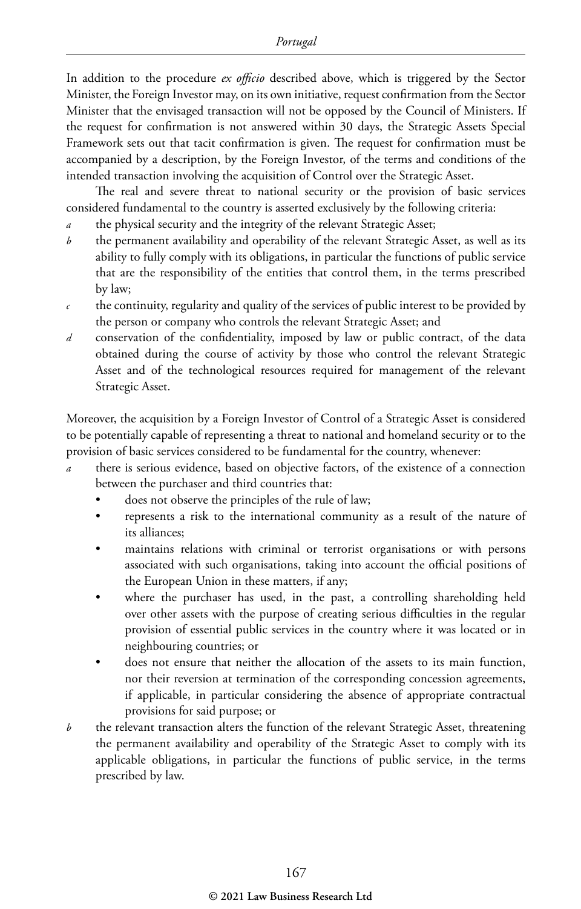In addition to the procedure *ex officio* described above, which is triggered by the Sector Minister, the Foreign Investor may, on its own initiative, request confirmation from the Sector Minister that the envisaged transaction will not be opposed by the Council of Ministers. If the request for confirmation is not answered within 30 days, the Strategic Assets Special Framework sets out that tacit confirmation is given. The request for confirmation must be accompanied by a description, by the Foreign Investor, of the terms and conditions of the intended transaction involving the acquisition of Control over the Strategic Asset.

The real and severe threat to national security or the provision of basic services considered fundamental to the country is asserted exclusively by the following criteria:

*a* the physical security and the integrity of the relevant Strategic Asset;

*b* the permanent availability and operability of the relevant Strategic Asset, as well as its ability to fully comply with its obligations, in particular the functions of public service that are the responsibility of the entities that control them, in the terms prescribed by law;

*c* the continuity, regularity and quality of the services of public interest to be provided by the person or company who controls the relevant Strategic Asset; and

*d* conservation of the confidentiality, imposed by law or public contract, of the data obtained during the course of activity by those who control the relevant Strategic Asset and of the technological resources required for management of the relevant Strategic Asset.

Moreover, the acquisition by a Foreign Investor of Control of a Strategic Asset is considered to be potentially capable of representing a threat to national and homeland security or to the provision of basic services considered to be fundamental for the country, whenever:

*a* there is serious evidence, based on objective factors, of the existence of a connection between the purchaser and third countries that:
- does not observe the principles of the rule of law;
- represents a risk to the international community as a result of the nature of its alliances;
- maintains relations with criminal or terrorist organisations or with persons associated with such organisations, taking into account the official positions of the European Union in these matters, if any;
- where the purchaser has used, in the past, a controlling shareholding held over other assets with the purpose of creating serious difficulties in the regular provision of essential public services in the country where it was located or in neighbouring countries; or
- does not ensure that neither the allocation of the assets to its main function, nor their reversion at termination of the corresponding concession agreements, if applicable, in particular considering the absence of appropriate contractual provisions for said purpose; or

*b* the relevant transaction alters the function of the relevant Strategic Asset, threatening the permanent availability and operability of the Strategic Asset to comply with its applicable obligations, in particular the functions of public service, in the terms prescribed by law.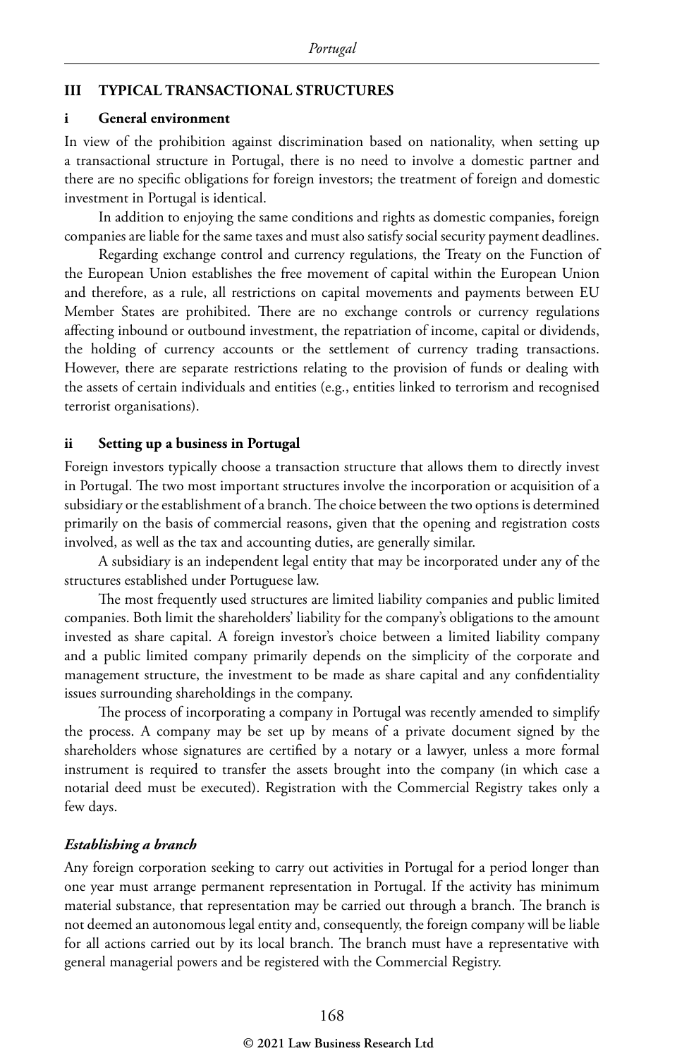## III TYPICAL TRANSACTIONAL STRUCTURES

### i General environment

In view of the prohibition against discrimination based on nationality, when setting up a transactional structure in Portugal, there is no need to involve a domestic partner and there are no specific obligations for foreign investors; the treatment of foreign and domestic investment in Portugal is identical.

In addition to enjoying the same conditions and rights as domestic companies, foreign companies are liable for the same taxes and must also satisfy social security payment deadlines.

Regarding exchange control and currency regulations, the Treaty on the Function of the European Union establishes the free movement of capital within the European Union and therefore, as a rule, all restrictions on capital movements and payments between EU Member States are prohibited. There are no exchange controls or currency regulations affecting inbound or outbound investment, the repatriation of income, capital or dividends, the holding of currency accounts or the settlement of currency trading transactions. However, there are separate restrictions relating to the provision of funds or dealing with the assets of certain individuals and entities (e.g., entities linked to terrorism and recognised terrorist organisations).

### ii Setting up a business in Portugal

Foreign investors typically choose a transaction structure that allows them to directly invest in Portugal. The two most important structures involve the incorporation or acquisition of a subsidiary or the establishment of a branch. The choice between the two options is determined primarily on the basis of commercial reasons, given that the opening and registration costs involved, as well as the tax and accounting duties, are generally similar.

A subsidiary is an independent legal entity that may be incorporated under any of the structures established under Portuguese law.

The most frequently used structures are limited liability companies and public limited companies. Both limit the shareholders' liability for the company's obligations to the amount invested as share capital. A foreign investor's choice between a limited liability company and a public limited company primarily depends on the simplicity of the corporate and management structure, the investment to be made as share capital and any confidentiality issues surrounding shareholdings in the company.

The process of incorporating a company in Portugal was recently amended to simplify the process. A company may be set up by means of a private document signed by the shareholders whose signatures are certified by a notary or a lawyer, unless a more formal instrument is required to transfer the assets brought into the company (in which case a notarial deed must be executed). Registration with the Commercial Registry takes only a few days.

#### *Establishing a branch*

Any foreign corporation seeking to carry out activities in Portugal for a period longer than one year must arrange permanent representation in Portugal. If the activity has minimum material substance, that representation may be carried out through a branch. The branch is not deemed an autonomous legal entity and, consequently, the foreign company will be liable for all actions carried out by its local branch. The branch must have a representative with general managerial powers and be registered with the Commercial Registry.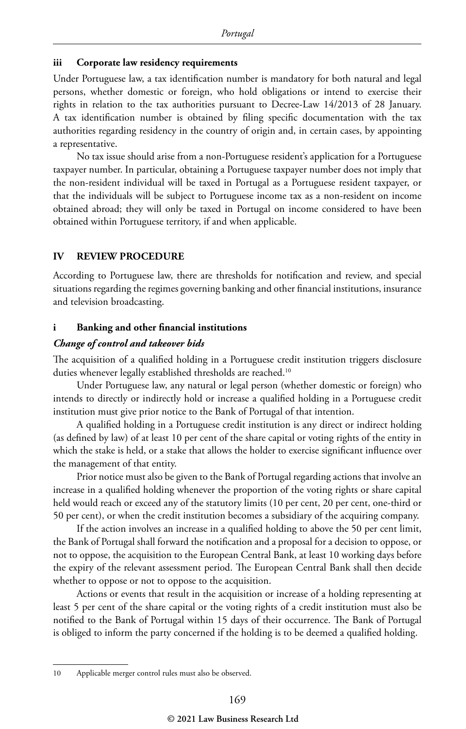### iii Corporate law residency requirements

Under Portuguese law, a tax identification number is mandatory for both natural and legal persons, whether domestic or foreign, who hold obligations or intend to exercise their rights in relation to the tax authorities pursuant to Decree-Law 14/2013 of 28 January. A tax identification number is obtained by filing specific documentation with the tax authorities regarding residency in the country of origin and, in certain cases, by appointing a representative.

No tax issue should arise from a non-Portuguese resident's application for a Portuguese taxpayer number. In particular, obtaining a Portuguese taxpayer number does not imply that the non-resident individual will be taxed in Portugal as a Portuguese resident taxpayer, or that the individuals will be subject to Portuguese income tax as a non-resident on income obtained abroad; they will only be taxed in Portugal on income considered to have been obtained within Portuguese territory, if and when applicable.

## IV REVIEW PROCEDURE

According to Portuguese law, there are thresholds for notification and review, and special situations regarding the regimes governing banking and other financial institutions, insurance and television broadcasting.

### i Banking and other financial institutions

#### *Change of control and takeover bids*

The acquisition of a qualified holding in a Portuguese credit institution triggers disclosure duties whenever legally established thresholds are reached.[10]

Under Portuguese law, any natural or legal person (whether domestic or foreign) who intends to directly or indirectly hold or increase a qualified holding in a Portuguese credit institution must give prior notice to the Bank of Portugal of that intention.

A qualified holding in a Portuguese credit institution is any direct or indirect holding (as defined by law) of at least 10 per cent of the share capital or voting rights of the entity in which the stake is held, or a stake that allows the holder to exercise significant influence over the management of that entity.

Prior notice must also be given to the Bank of Portugal regarding actions that involve an increase in a qualified holding whenever the proportion of the voting rights or share capital held would reach or exceed any of the statutory limits (10 per cent, 20 per cent, one-third or 50 per cent), or when the credit institution becomes a subsidiary of the acquiring company.

If the action involves an increase in a qualified holding to above the 50 per cent limit, the Bank of Portugal shall forward the notification and a proposal for a decision to oppose, or not to oppose, the acquisition to the European Central Bank, at least 10 working days before the expiry of the relevant assessment period. The European Central Bank shall then decide whether to oppose or not to oppose to the acquisition.

Actions or events that result in the acquisition or increase of a holding representing at least 5 per cent of the share capital or the voting rights of a credit institution must also be notified to the Bank of Portugal within 15 days of their occurrence. The Bank of Portugal is obliged to inform the party concerned if the holding is to be deemed a qualified holding.

---

10 Applicable merger control rules must also be observed.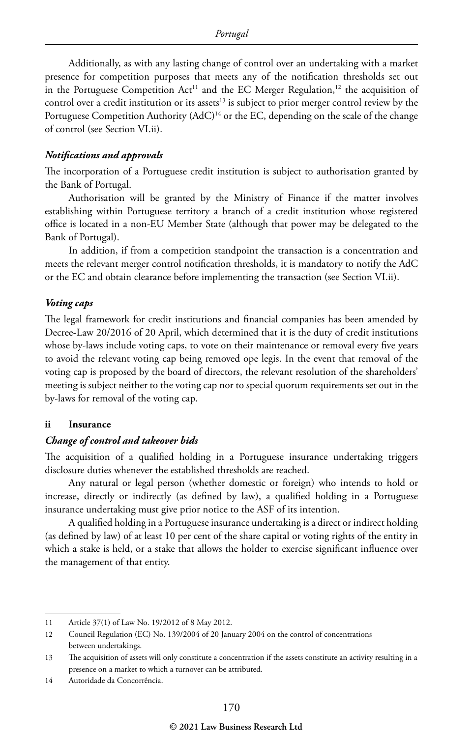Additionally, as with any lasting change of control over an undertaking with a market presence for competition purposes that meets any of the notification thresholds set out in the Portuguese Competition Act[11] and the EC Merger Regulation,[12] the acquisition of control over a credit institution or its assets[13] is subject to prior merger control review by the Portuguese Competition Authority (AdC)[14] or the EC, depending on the scale of the change of control (see Section VI.ii).

#### *Notifications and approvals*

The incorporation of a Portuguese credit institution is subject to authorisation granted by the Bank of Portugal.

Authorisation will be granted by the Ministry of Finance if the matter involves establishing within Portuguese territory a branch of a credit institution whose registered office is located in a non-EU Member State (although that power may be delegated to the Bank of Portugal).

In addition, if from a competition standpoint the transaction is a concentration and meets the relevant merger control notification thresholds, it is mandatory to notify the AdC or the EC and obtain clearance before implementing the transaction (see Section VI.ii).

#### *Voting caps*

The legal framework for credit institutions and financial companies has been amended by Decree-Law 20/2016 of 20 April, which determined that it is the duty of credit institutions whose by-laws include voting caps, to vote on their maintenance or removal every five years to avoid the relevant voting cap being removed ope legis. In the event that removal of the voting cap is proposed by the board of directors, the relevant resolution of the shareholders' meeting is subject neither to the voting cap nor to special quorum requirements set out in the by-laws for removal of the voting cap.

### ii Insurance

#### *Change of control and takeover bids*

The acquisition of a qualified holding in a Portuguese insurance undertaking triggers disclosure duties whenever the established thresholds are reached.

Any natural or legal person (whether domestic or foreign) who intends to hold or increase, directly or indirectly (as defined by law), a qualified holding in a Portuguese insurance undertaking must give prior notice to the ASF of its intention.

A qualified holding in a Portuguese insurance undertaking is a direct or indirect holding (as defined by law) of at least 10 per cent of the share capital or voting rights of the entity in which a stake is held, or a stake that allows the holder to exercise significant influence over the management of that entity.

---

11 Article 37(1) of Law No. 19/2012 of 8 May 2012.

12 Council Regulation (EC) No. 139/2004 of 20 January 2004 on the control of concentrations between undertakings.

13 The acquisition of assets will only constitute a concentration if the assets constitute an activity resulting in a presence on a market to which a turnover can be attributed.

14 Autoridade da Concorrência.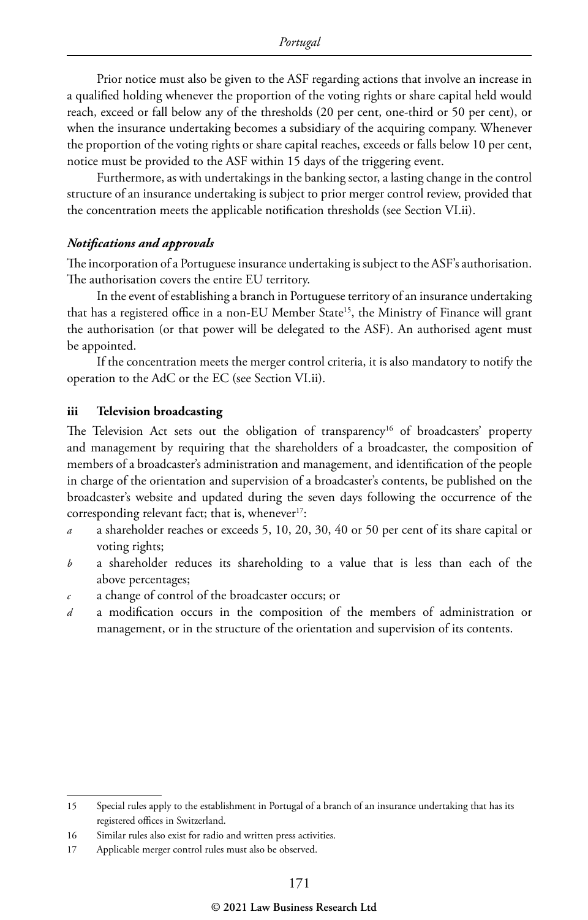Prior notice must also be given to the ASF regarding actions that involve an increase in a qualified holding whenever the proportion of the voting rights or share capital held would reach, exceed or fall below any of the thresholds (20 per cent, one-third or 50 per cent), or when the insurance undertaking becomes a subsidiary of the acquiring company. Whenever the proportion of the voting rights or share capital reaches, exceeds or falls below 10 per cent, notice must be provided to the ASF within 15 days of the triggering event.

Furthermore, as with undertakings in the banking sector, a lasting change in the control structure of an insurance undertaking is subject to prior merger control review, provided that the concentration meets the applicable notification thresholds (see Section VI.ii).

*Notifications and approvals*

The incorporation of a Portuguese insurance undertaking is subject to the ASF's authorisation. The authorisation covers the entire EU territory.

In the event of establishing a branch in Portuguese territory of an insurance undertaking that has a registered office in a non-EU Member State[15], the Ministry of Finance will grant the authorisation (or that power will be delegated to the ASF). An authorised agent must be appointed.

If the concentration meets the merger control criteria, it is also mandatory to notify the operation to the AdC or the EC (see Section VI.ii).

### iii Television broadcasting

The Television Act sets out the obligation of transparency[16] of broadcasters' property and management by requiring that the shareholders of a broadcaster, the composition of members of a broadcaster's administration and management, and identification of the people in charge of the orientation and supervision of a broadcaster's contents, be published on the broadcaster's website and updated during the seven days following the occurrence of the corresponding relevant fact; that is, whenever[17]:

- *a* a shareholder reaches or exceeds 5, 10, 20, 30, 40 or 50 per cent of its share capital or voting rights;
- *b* a shareholder reduces its shareholding to a value that is less than each of the above percentages;
- *c* a change of control of the broadcaster occurs; or
- *d* a modification occurs in the composition of the members of administration or management, or in the structure of the orientation and supervision of its contents.

---

15 Special rules apply to the establishment in Portugal of a branch of an insurance undertaking that has its registered offices in Switzerland.

16 Similar rules also exist for radio and written press activities.

17 Applicable merger control rules must also be observed.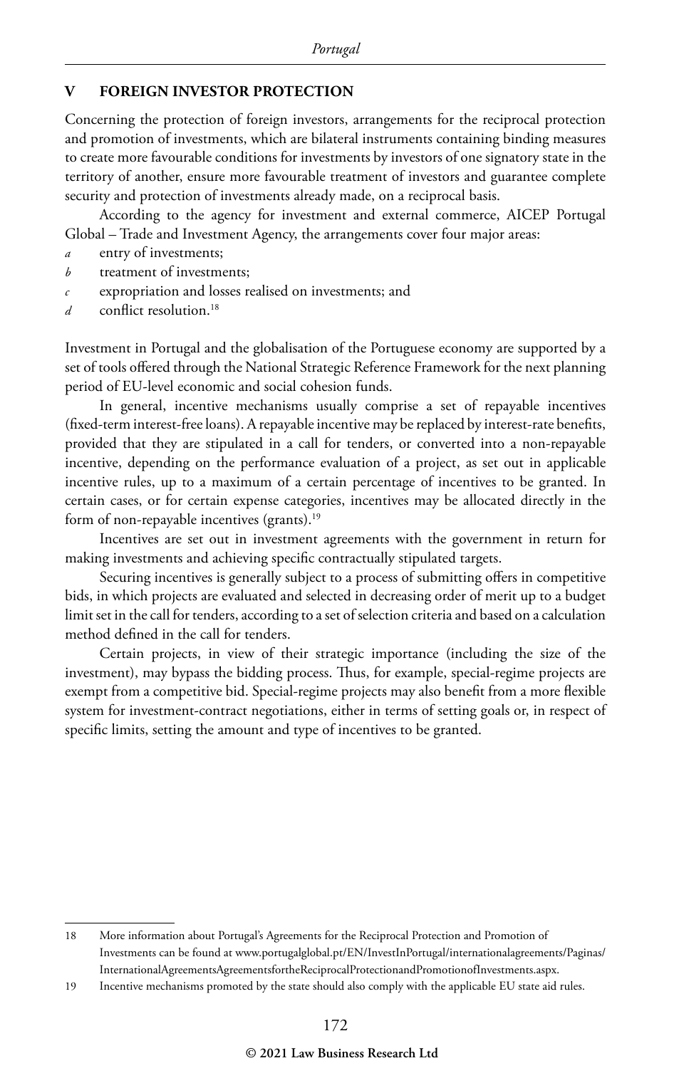## V FOREIGN INVESTOR PROTECTION

Concerning the protection of foreign investors, arrangements for the reciprocal protection and promotion of investments, which are bilateral instruments containing binding measures to create more favourable conditions for investments by investors of one signatory state in the territory of another, ensure more favourable treatment of investors and guarantee complete security and protection of investments already made, on a reciprocal basis.

According to the agency for investment and external commerce, AICEP Portugal Global – Trade and Investment Agency, the arrangements cover four major areas:

*a* entry of investments;

*b* treatment of investments;

*c* expropriation and losses realised on investments; and

*d* conflict resolution.[18]

Investment in Portugal and the globalisation of the Portuguese economy are supported by a set of tools offered through the National Strategic Reference Framework for the next planning period of EU-level economic and social cohesion funds.

In general, incentive mechanisms usually comprise a set of repayable incentives (fixed-term interest-free loans). A repayable incentive may be replaced by interest-rate benefits, provided that they are stipulated in a call for tenders, or converted into a non-repayable incentive, depending on the performance evaluation of a project, as set out in applicable incentive rules, up to a maximum of a certain percentage of incentives to be granted. In certain cases, or for certain expense categories, incentives may be allocated directly in the form of non-repayable incentives (grants).[19]

Incentives are set out in investment agreements with the government in return for making investments and achieving specific contractually stipulated targets.

Securing incentives is generally subject to a process of submitting offers in competitive bids, in which projects are evaluated and selected in decreasing order of merit up to a budget limit set in the call for tenders, according to a set of selection criteria and based on a calculation method defined in the call for tenders.

Certain projects, in view of their strategic importance (including the size of the investment), may bypass the bidding process. Thus, for example, special-regime projects are exempt from a competitive bid. Special-regime projects may also benefit from a more flexible system for investment-contract negotiations, either in terms of setting goals or, in respect of specific limits, setting the amount and type of incentives to be granted.

---

18 More information about Portugal's Agreements for the Reciprocal Protection and Promotion of Investments can be found at www.portugalglobal.pt/EN/InvestInPortugal/internationalagreements/Paginas/InternationalAgreementsAgreementsfortheReciprocalProtectionandPromotionofInvestments.aspx.

19 Incentive mechanisms promoted by the state should also comply with the applicable EU state aid rules.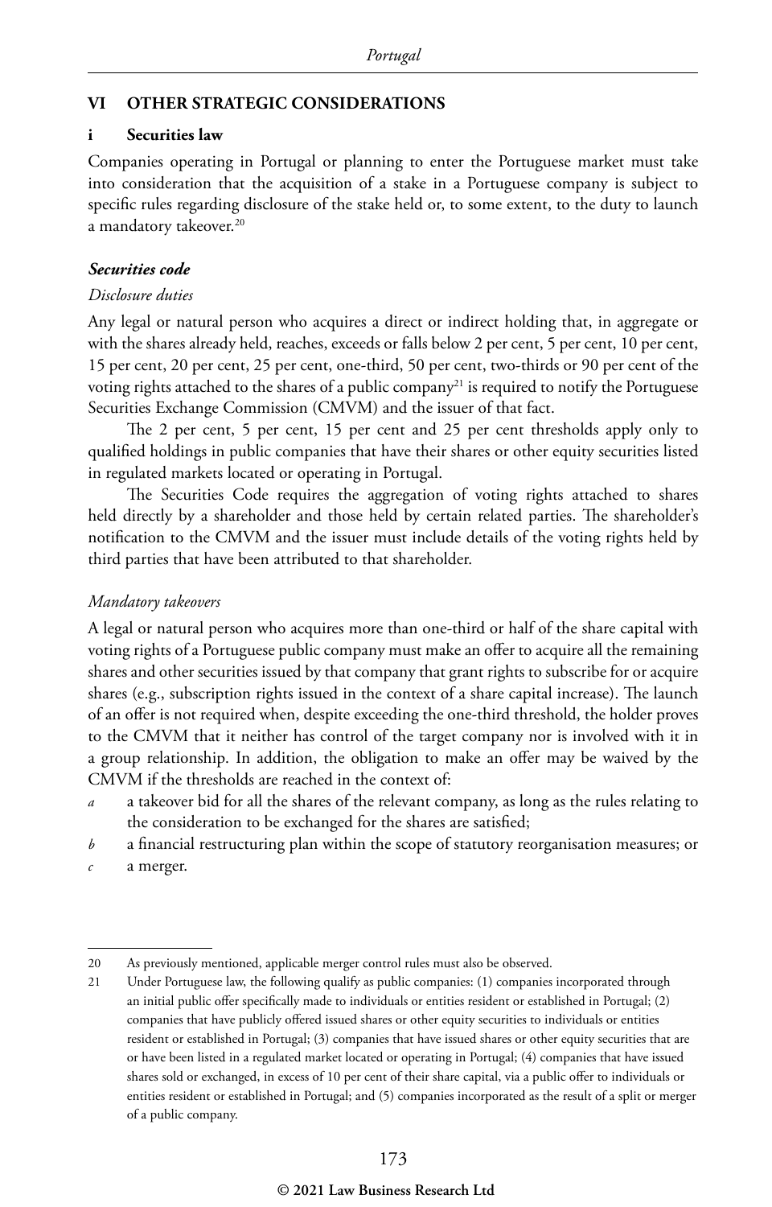## VI OTHER STRATEGIC CONSIDERATIONS

### i Securities law

Companies operating in Portugal or planning to enter the Portuguese market must take into consideration that the acquisition of a stake in a Portuguese company is subject to specific rules regarding disclosure of the stake held or, to some extent, to the duty to launch a mandatory takeover.[20]

#### *Securities code*

*Disclosure duties*

Any legal or natural person who acquires a direct or indirect holding that, in aggregate or with the shares already held, reaches, exceeds or falls below 2 per cent, 5 per cent, 10 per cent, 15 per cent, 20 per cent, 25 per cent, one-third, 50 per cent, two-thirds or 90 per cent of the voting rights attached to the shares of a public company[21] is required to notify the Portuguese Securities Exchange Commission (CMVM) and the issuer of that fact.

The 2 per cent, 5 per cent, 15 per cent and 25 per cent thresholds apply only to qualified holdings in public companies that have their shares or other equity securities listed in regulated markets located or operating in Portugal.

The Securities Code requires the aggregation of voting rights attached to shares held directly by a shareholder and those held by certain related parties. The shareholder's notification to the CMVM and the issuer must include details of the voting rights held by third parties that have been attributed to that shareholder.

*Mandatory takeovers*

A legal or natural person who acquires more than one-third or half of the share capital with voting rights of a Portuguese public company must make an offer to acquire all the remaining shares and other securities issued by that company that grant rights to subscribe for or acquire shares (e.g., subscription rights issued in the context of a share capital increase). The launch of an offer is not required when, despite exceeding the one-third threshold, the holder proves to the CMVM that it neither has control of the target company nor is involved with it in a group relationship. In addition, the obligation to make an offer may be waived by the CMVM if the thresholds are reached in the context of:

*a* a takeover bid for all the shares of the relevant company, as long as the rules relating to the consideration to be exchanged for the shares are satisfied;

*b* a financial restructuring plan within the scope of statutory reorganisation measures; or

*c* a merger.

---

20 As previously mentioned, applicable merger control rules must also be observed.

21 Under Portuguese law, the following qualify as public companies: (1) companies incorporated through an initial public offer specifically made to individuals or entities resident or established in Portugal; (2) companies that have publicly offered issued shares or other equity securities to individuals or entities resident or established in Portugal; (3) companies that have issued shares or other equity securities that are or have been listed in a regulated market located or operating in Portugal; (4) companies that have issued shares sold or exchanged, in excess of 10 per cent of their share capital, via a public offer to individuals or entities resident or established in Portugal; and (5) companies incorporated as the result of a split or merger of a public company.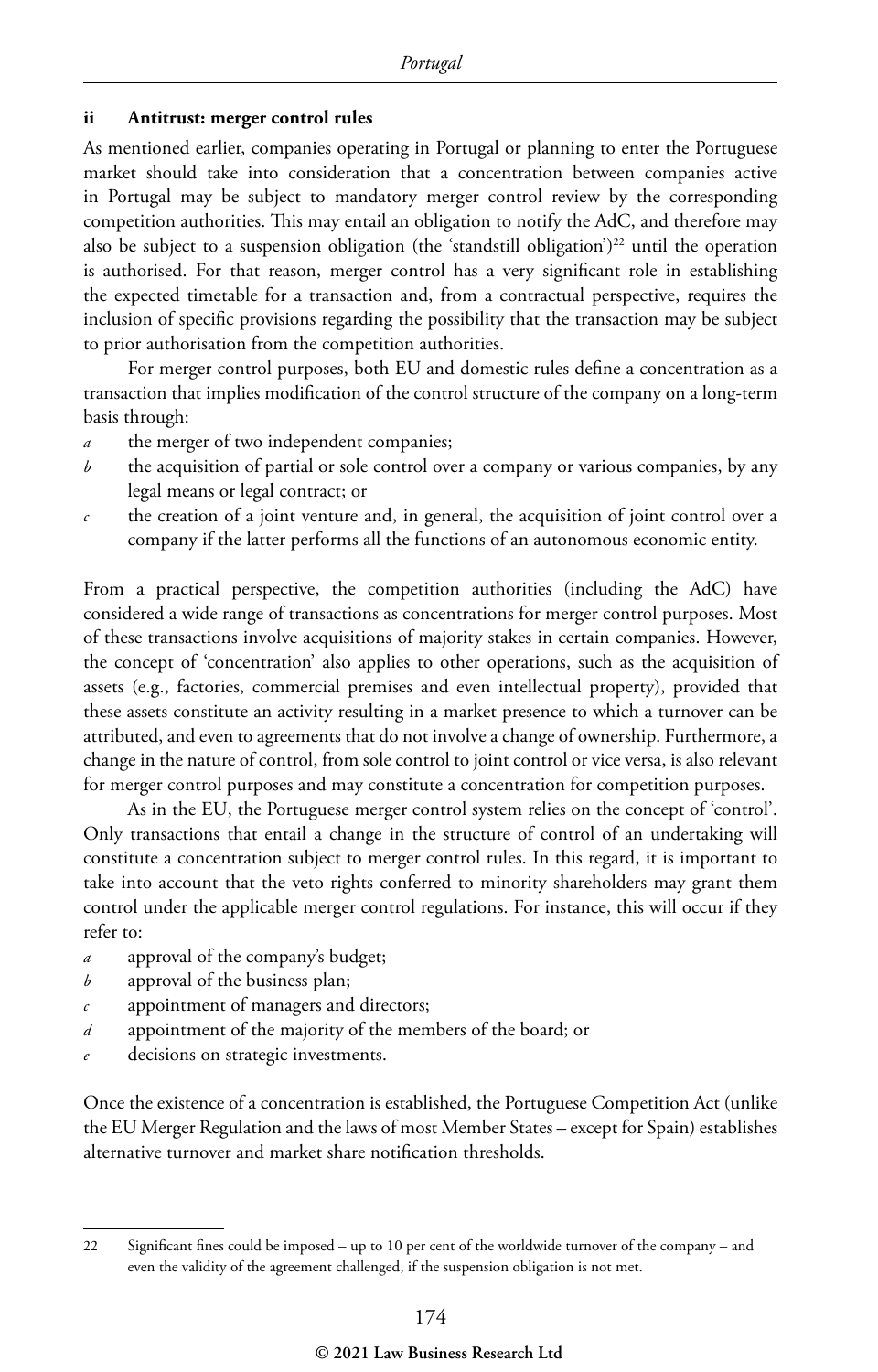### ii Antitrust: merger control rules

As mentioned earlier, companies operating in Portugal or planning to enter the Portuguese market should take into consideration that a concentration between companies active in Portugal may be subject to mandatory merger control review by the corresponding competition authorities. This may entail an obligation to notify the AdC, and therefore may also be subject to a suspension obligation (the 'standstill obligation')[22] until the operation is authorised. For that reason, merger control has a very significant role in establishing the expected timetable for a transaction and, from a contractual perspective, requires the inclusion of specific provisions regarding the possibility that the transaction may be subject to prior authorisation from the competition authorities.

For merger control purposes, both EU and domestic rules define a concentration as a transaction that implies modification of the control structure of the company on a long-term basis through:

*a* the merger of two independent companies;

*b* the acquisition of partial or sole control over a company or various companies, by any legal means or legal contract; or

*c* the creation of a joint venture and, in general, the acquisition of joint control over a company if the latter performs all the functions of an autonomous economic entity.

From a practical perspective, the competition authorities (including the AdC) have considered a wide range of transactions as concentrations for merger control purposes. Most of these transactions involve acquisitions of majority stakes in certain companies. However, the concept of 'concentration' also applies to other operations, such as the acquisition of assets (e.g., factories, commercial premises and even intellectual property), provided that these assets constitute an activity resulting in a market presence to which a turnover can be attributed, and even to agreements that do not involve a change of ownership. Furthermore, a change in the nature of control, from sole control to joint control or vice versa, is also relevant for merger control purposes and may constitute a concentration for competition purposes.

As in the EU, the Portuguese merger control system relies on the concept of 'control'. Only transactions that entail a change in the structure of control of an undertaking will constitute a concentration subject to merger control rules. In this regard, it is important to take into account that the veto rights conferred to minority shareholders may grant them control under the applicable merger control regulations. For instance, this will occur if they refer to:

*a* approval of the company's budget;

*b* approval of the business plan;

*c* appointment of managers and directors;

*d* appointment of the majority of the members of the board; or

*e* decisions on strategic investments.

Once the existence of a concentration is established, the Portuguese Competition Act (unlike the EU Merger Regulation and the laws of most Member States – except for Spain) establishes alternative turnover and market share notification thresholds.

---

22 Significant fines could be imposed – up to 10 per cent of the worldwide turnover of the company – and even the validity of the agreement challenged, if the suspension obligation is not met.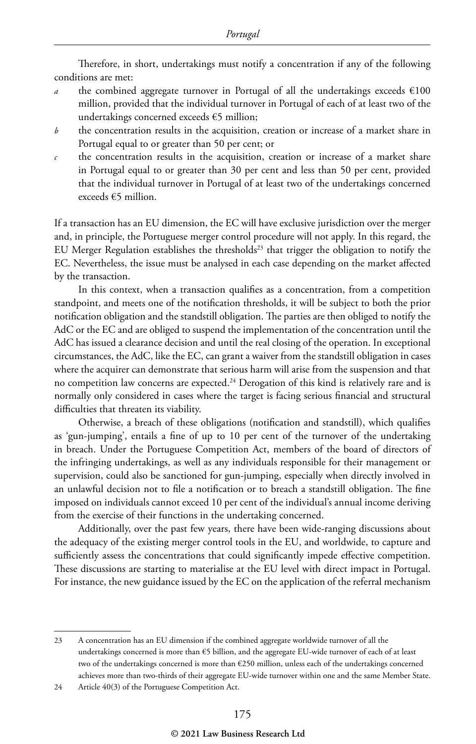Therefore, in short, undertakings must notify a concentration if any of the following conditions are met:

*a* the combined aggregate turnover in Portugal of all the undertakings exceeds €100 million, provided that the individual turnover in Portugal of each of at least two of the undertakings concerned exceeds €5 million;

*b* the concentration results in the acquisition, creation or increase of a market share in Portugal equal to or greater than 50 per cent; or

*c* the concentration results in the acquisition, creation or increase of a market share in Portugal equal to or greater than 30 per cent and less than 50 per cent, provided that the individual turnover in Portugal of at least two of the undertakings concerned exceeds €5 million.

If a transaction has an EU dimension, the EC will have exclusive jurisdiction over the merger and, in principle, the Portuguese merger control procedure will not apply. In this regard, the EU Merger Regulation establishes the thresholds[23] that trigger the obligation to notify the EC. Nevertheless, the issue must be analysed in each case depending on the market affected by the transaction.

In this context, when a transaction qualifies as a concentration, from a competition standpoint, and meets one of the notification thresholds, it will be subject to both the prior notification obligation and the standstill obligation. The parties are then obliged to notify the AdC or the EC and are obliged to suspend the implementation of the concentration until the AdC has issued a clearance decision and until the real closing of the operation. In exceptional circumstances, the AdC, like the EC, can grant a waiver from the standstill obligation in cases where the acquirer can demonstrate that serious harm will arise from the suspension and that no competition law concerns are expected.[24] Derogation of this kind is relatively rare and is normally only considered in cases where the target is facing serious financial and structural difficulties that threaten its viability.

Otherwise, a breach of these obligations (notification and standstill), which qualifies as 'gun-jumping', entails a fine of up to 10 per cent of the turnover of the undertaking in breach. Under the Portuguese Competition Act, members of the board of directors of the infringing undertakings, as well as any individuals responsible for their management or supervision, could also be sanctioned for gun-jumping, especially when directly involved in an unlawful decision not to file a notification or to breach a standstill obligation. The fine imposed on individuals cannot exceed 10 per cent of the individual's annual income deriving from the exercise of their functions in the undertaking concerned.

Additionally, over the past few years, there have been wide-ranging discussions about the adequacy of the existing merger control tools in the EU, and worldwide, to capture and sufficiently assess the concentrations that could significantly impede effective competition. These discussions are starting to materialise at the EU level with direct impact in Portugal. For instance, the new guidance issued by the EC on the application of the referral mechanism

---

23 A concentration has an EU dimension if the combined aggregate worldwide turnover of all the undertakings concerned is more than €5 billion, and the aggregate EU-wide turnover of each of at least two of the undertakings concerned is more than €250 million, unless each of the undertakings concerned achieves more than two-thirds of their aggregate EU-wide turnover within one and the same Member State.

24 Article 40(3) of the Portuguese Competition Act.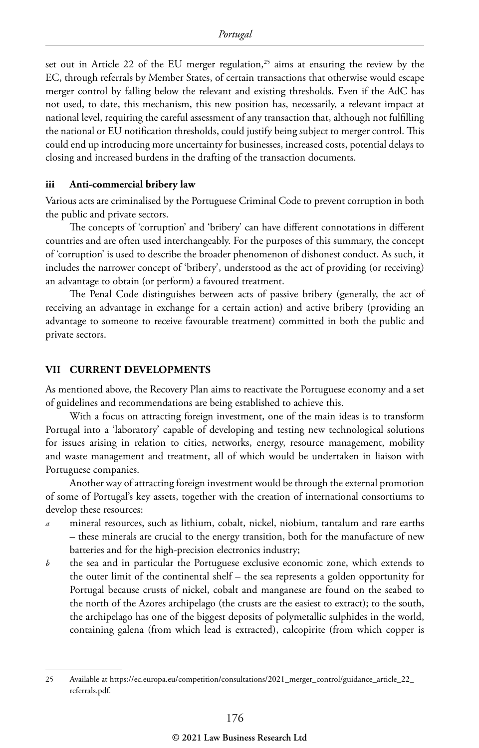set out in Article 22 of the EU merger regulation,[25] aims at ensuring the review by the EC, through referrals by Member States, of certain transactions that otherwise would escape merger control by falling below the relevant and existing thresholds. Even if the AdC has not used, to date, this mechanism, this new position has, necessarily, a relevant impact at national level, requiring the careful assessment of any transaction that, although not fulfilling the national or EU notification thresholds, could justify being subject to merger control. This could end up introducing more uncertainty for businesses, increased costs, potential delays to closing and increased burdens in the drafting of the transaction documents.

### iii Anti-commercial bribery law

Various acts are criminalised by the Portuguese Criminal Code to prevent corruption in both the public and private sectors.

The concepts of 'corruption' and 'bribery' can have different connotations in different countries and are often used interchangeably. For the purposes of this summary, the concept of 'corruption' is used to describe the broader phenomenon of dishonest conduct. As such, it includes the narrower concept of 'bribery', understood as the act of providing (or receiving) an advantage to obtain (or perform) a favoured treatment.

The Penal Code distinguishes between acts of passive bribery (generally, the act of receiving an advantage in exchange for a certain action) and active bribery (providing an advantage to someone to receive favourable treatment) committed in both the public and private sectors.

## VII CURRENT DEVELOPMENTS

As mentioned above, the Recovery Plan aims to reactivate the Portuguese economy and a set of guidelines and recommendations are being established to achieve this.

With a focus on attracting foreign investment, one of the main ideas is to transform Portugal into a 'laboratory' capable of developing and testing new technological solutions for issues arising in relation to cities, networks, energy, resource management, mobility and waste management and treatment, all of which would be undertaken in liaison with Portuguese companies.

Another way of attracting foreign investment would be through the external promotion of some of Portugal's key assets, together with the creation of international consortiums to develop these resources:

*a* mineral resources, such as lithium, cobalt, nickel, niobium, tantalum and rare earths – these minerals are crucial to the energy transition, both for the manufacture of new batteries and for the high-precision electronics industry;

*b* the sea and in particular the Portuguese exclusive economic zone, which extends to the outer limit of the continental shelf – the sea represents a golden opportunity for Portugal because crusts of nickel, cobalt and manganese are found on the seabed to the north of the Azores archipelago (the crusts are the easiest to extract); to the south, the archipelago has one of the biggest deposits of polymetallic sulphides in the world, containing galena (from which lead is extracted), calcopirite (from which copper is

---

25 Available at https://ec.europa.eu/competition/consultations/2021_merger_control/guidance_article_22_referrals.pdf.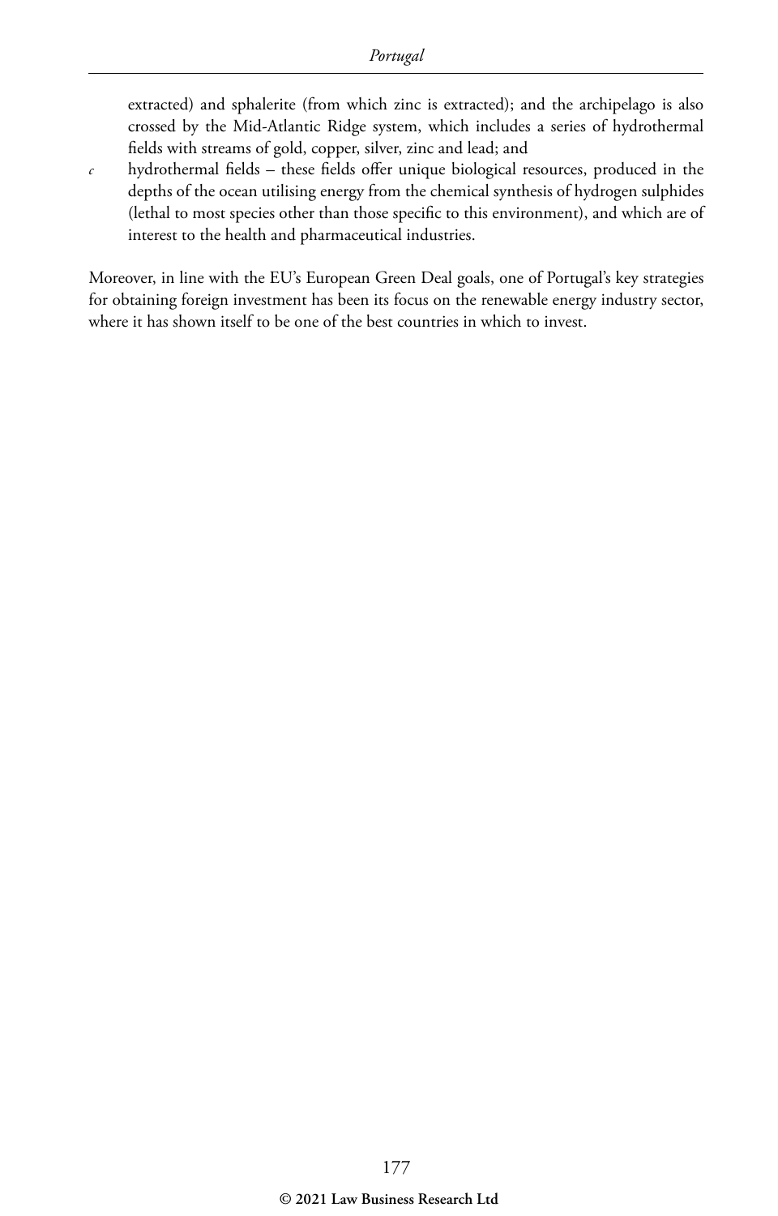extracted) and sphalerite (from which zinc is extracted); and the archipelago is also crossed by the Mid-Atlantic Ridge system, which includes a series of hydrothermal fields with streams of gold, copper, silver, zinc and lead; and

*c* hydrothermal fields – these fields offer unique biological resources, produced in the depths of the ocean utilising energy from the chemical synthesis of hydrogen sulphides (lethal to most species other than those specific to this environment), and which are of interest to the health and pharmaceutical industries.

Moreover, in line with the EU's European Green Deal goals, one of Portugal's key strategies for obtaining foreign investment has been its focus on the renewable energy industry sector, where it has shown itself to be one of the best countries in which to invest.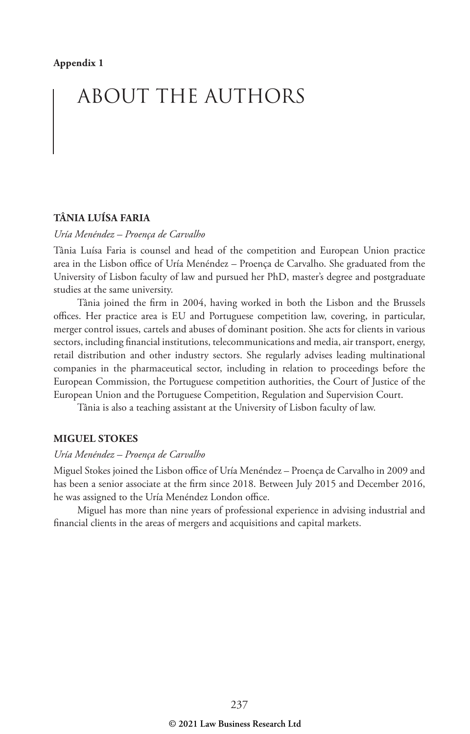Appendix 1

# ABOUT THE AUTHORS

## TÂNIA LUÍSA FARIA

*Uría Menéndez – Proença de Carvalho*

Tânia Luísa Faria is counsel and head of the competition and European Union practice area in the Lisbon office of Uría Menéndez – Proença de Carvalho. She graduated from the University of Lisbon faculty of law and pursued her PhD, master's degree and postgraduate studies at the same university.

Tânia joined the firm in 2004, having worked in both the Lisbon and the Brussels offices. Her practice area is EU and Portuguese competition law, covering, in particular, merger control issues, cartels and abuses of dominant position. She acts for clients in various sectors, including financial institutions, telecommunications and media, air transport, energy, retail distribution and other industry sectors. She regularly advises leading multinational companies in the pharmaceutical sector, including in relation to proceedings before the European Commission, the Portuguese competition authorities, the Court of Justice of the European Union and the Portuguese Competition, Regulation and Supervision Court.

Tânia is also a teaching assistant at the University of Lisbon faculty of law.

## MIGUEL STOKES

*Uría Menéndez – Proença de Carvalho*

Miguel Stokes joined the Lisbon office of Uría Menéndez – Proença de Carvalho in 2009 and has been a senior associate at the firm since 2018. Between July 2015 and December 2016, he was assigned to the Uría Menéndez London office.

Miguel has more than nine years of professional experience in advising industrial and financial clients in the areas of mergers and acquisitions and capital markets.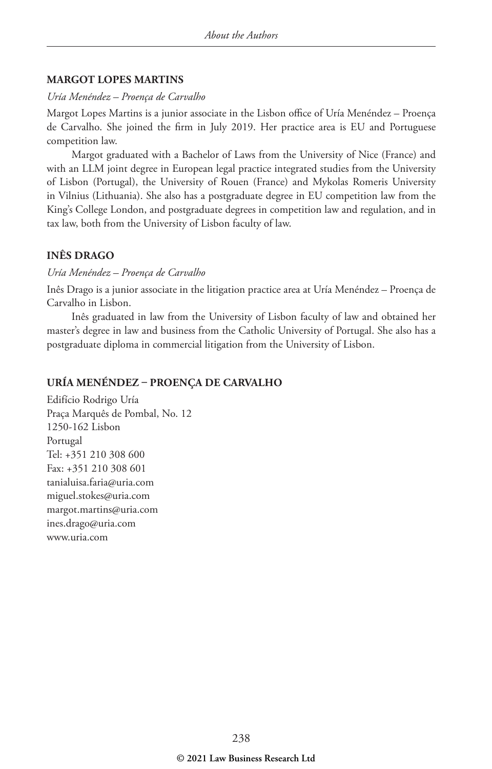## MARGOT LOPES MARTINS

*Uría Menéndez – Proença de Carvalho*

Margot Lopes Martins is a junior associate in the Lisbon office of Uría Menéndez – Proença de Carvalho. She joined the firm in July 2019. Her practice area is EU and Portuguese competition law.

Margot graduated with a Bachelor of Laws from the University of Nice (France) and with an LLM joint degree in European legal practice integrated studies from the University of Lisbon (Portugal), the University of Rouen (France) and Mykolas Romeris University in Vilnius (Lithuania). She also has a postgraduate degree in EU competition law from the King's College London, and postgraduate degrees in competition law and regulation, and in tax law, both from the University of Lisbon faculty of law.

## INÊS DRAGO

*Uría Menéndez – Proença de Carvalho*

Inês Drago is a junior associate in the litigation practice area at Uría Menéndez – Proença de Carvalho in Lisbon.

Inês graduated in law from the University of Lisbon faculty of law and obtained her master's degree in law and business from the Catholic University of Portugal. She also has a postgraduate diploma in commercial litigation from the University of Lisbon.

## URÍA MENÉNDEZ – PROENÇA DE CARVALHO

Edifício Rodrigo Uría
Praça Marquês de Pombal, No. 12
1250-162 Lisbon
Portugal
Tel: +351 210 308 600
Fax: +351 210 308 601
tanialuisa.faria@uria.com
miguel.stokes@uria.com
margot.martins@uria.com
ines.drago@uria.com
www.uria.com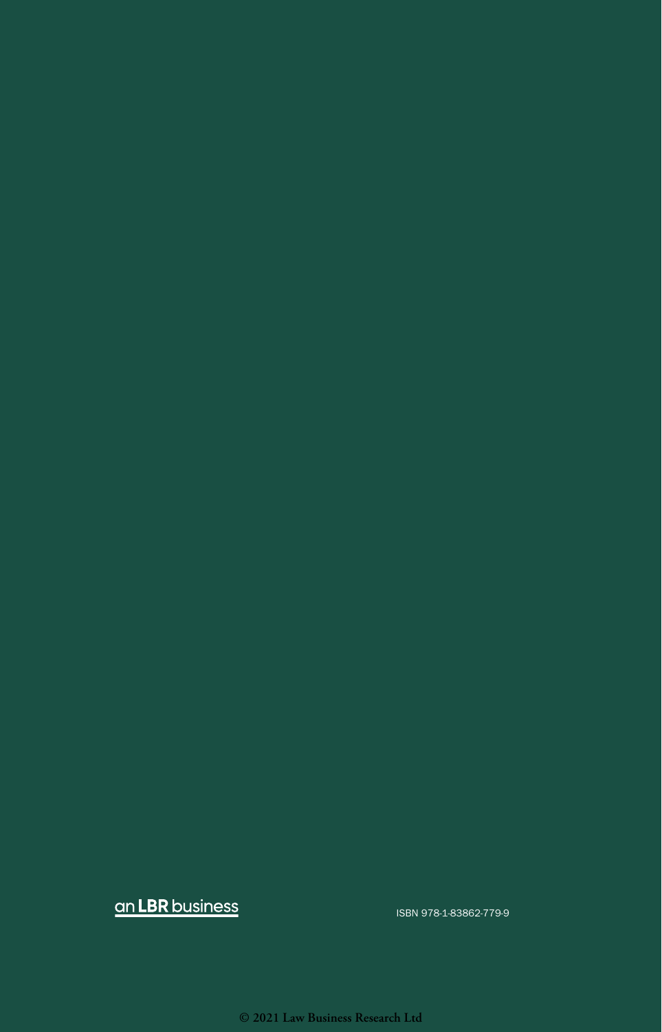an LBR business

ISBN 978-1-83862-779-9

© 2021 Law Business Research Ltd